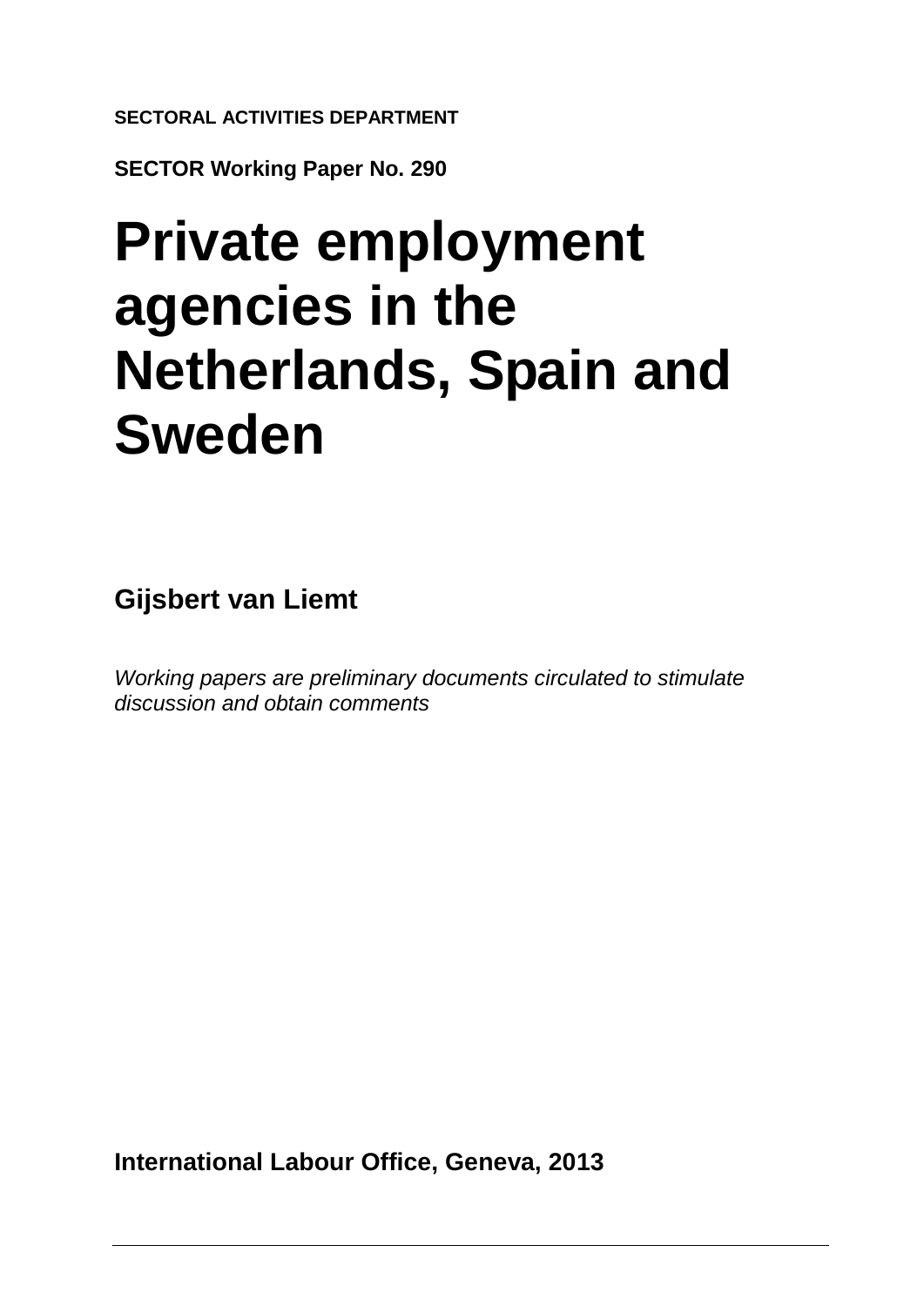**SECTORAL ACTIVITIES DEPARTMENT**

**SECTOR Working Paper No. 290**

# Private employment agencies in the Netherlands, Spain and Sweden

**Gijsbert van Liemt**

*Working papers are preliminary documents circulated to stimulate discussion and obtain comments*

**International Labour Office, Geneva, 2013**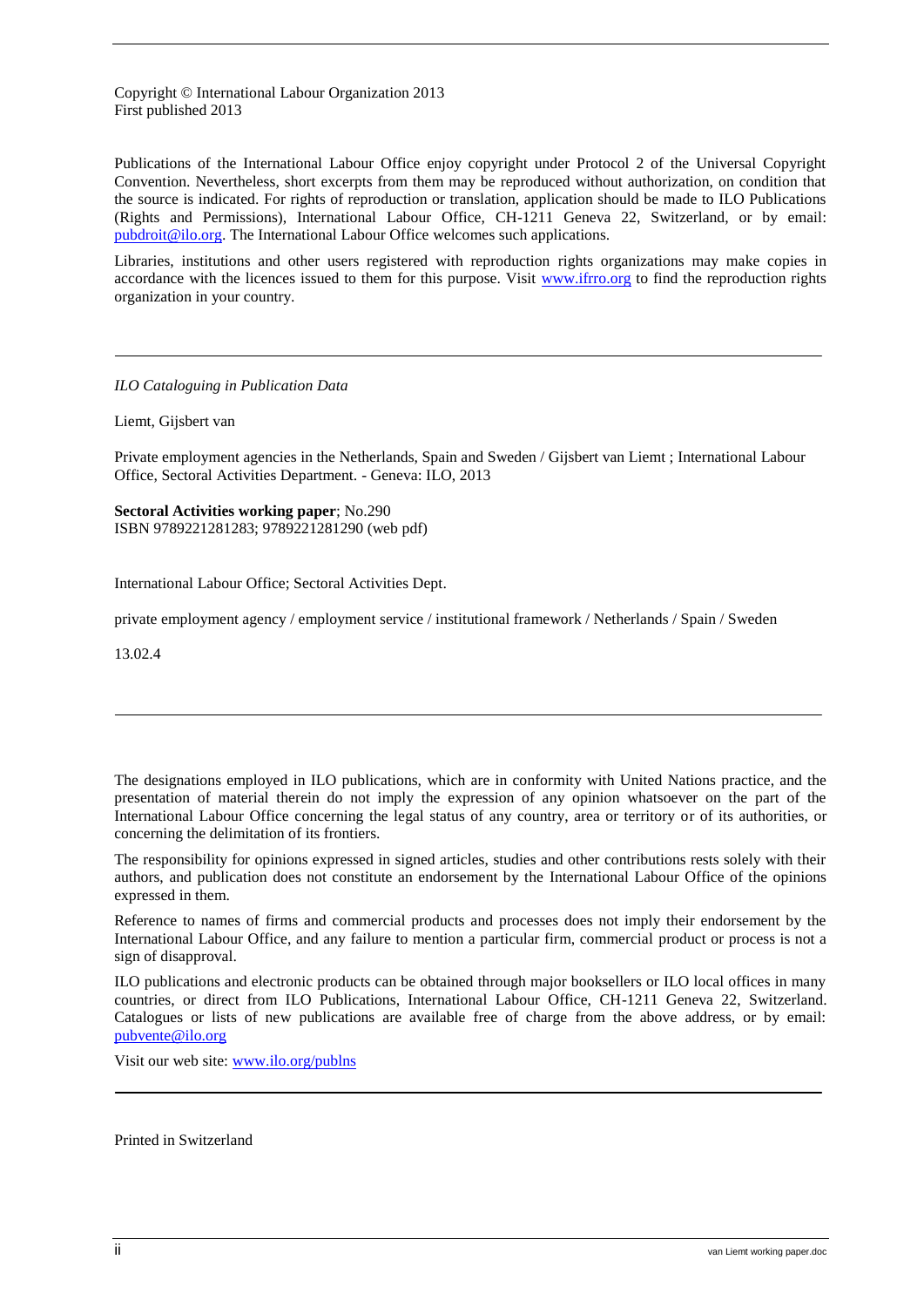Copyright © International Labour Organization 2013
First published 2013

Publications of the International Labour Office enjoy copyright under Protocol 2 of the Universal Copyright Convention. Nevertheless, short excerpts from them may be reproduced without authorization, on condition that the source is indicated. For rights of reproduction or translation, application should be made to ILO Publications (Rights and Permissions), International Labour Office, CH-1211 Geneva 22, Switzerland, or by email: pubdroit@ilo.org. The International Labour Office welcomes such applications.

Libraries, institutions and other users registered with reproduction rights organizations may make copies in accordance with the licences issued to them for this purpose. Visit www.ifrro.org to find the reproduction rights organization in your country.

---

*ILO Cataloguing in Publication Data*

Liemt, Gijsbert van

Private employment agencies in the Netherlands, Spain and Sweden / Gijsbert van Liemt ; International Labour Office, Sectoral Activities Department. - Geneva: ILO, 2013

**Sectoral Activities working paper**; No.290
ISBN 9789221281283; 9789221281290 (web pdf)

International Labour Office; Sectoral Activities Dept.

private employment agency / employment service / institutional framework / Netherlands / Spain / Sweden

13.02.4

---

The designations employed in ILO publications, which are in conformity with United Nations practice, and the presentation of material therein do not imply the expression of any opinion whatsoever on the part of the International Labour Office concerning the legal status of any country, area or territory or of its authorities, or concerning the delimitation of its frontiers.

The responsibility for opinions expressed in signed articles, studies and other contributions rests solely with their authors, and publication does not constitute an endorsement by the International Labour Office of the opinions expressed in them.

Reference to names of firms and commercial products and processes does not imply their endorsement by the International Labour Office, and any failure to mention a particular firm, commercial product or process is not a sign of disapproval.

ILO publications and electronic products can be obtained through major booksellers or ILO local offices in many countries, or direct from ILO Publications, International Labour Office, CH-1211 Geneva 22, Switzerland. Catalogues or lists of new publications are available free of charge from the above address, or by email: pubvente@ilo.org

Visit our web site: www.ilo.org/publns

---

Printed in Switzerland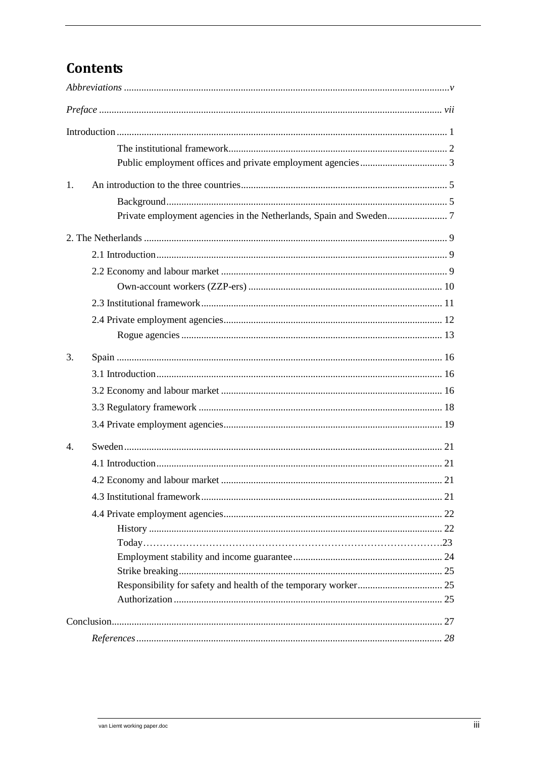# Contents

*Abbreviations* ....... *v*

*Preface* ....... *vii*

Introduction ....... 1

- The institutional framework ....... 2
- Public employment offices and private employment agencies ....... 3

1. An introduction to the three countries ....... 5
   - Background ....... 5
   - Private employment agencies in the Netherlands, Spain and Sweden ....... 7

2. The Netherlands ....... 9
   - 2.1 Introduction ....... 9
   - 2.2 Economy and labour market ....... 9
     - Own-account workers (ZZP-ers) ....... 10
   - 2.3 Institutional framework ....... 11
   - 2.4 Private employment agencies ....... 12
     - Rogue agencies ....... 13

3. Spain ....... 16
   - 3.1 Introduction ....... 16
   - 3.2 Economy and labour market ....... 16
   - 3.3 Regulatory framework ....... 18
   - 3.4 Private employment agencies ....... 19

4. Sweden ....... 21
   - 4.1 Introduction ....... 21
   - 4.2 Economy and labour market ....... 21
   - 4.3 Institutional framework ....... 21
   - 4.4 Private employment agencies ....... 22
     - History ....... 22
     - Today ....... 23
     - Employment stability and income guarantee ....... 24
     - Strike breaking ....... 25
     - Responsibility for safety and health of the temporary worker ....... 25
     - Authorization ....... 25

Conclusion ....... 27

*References* ....... *28*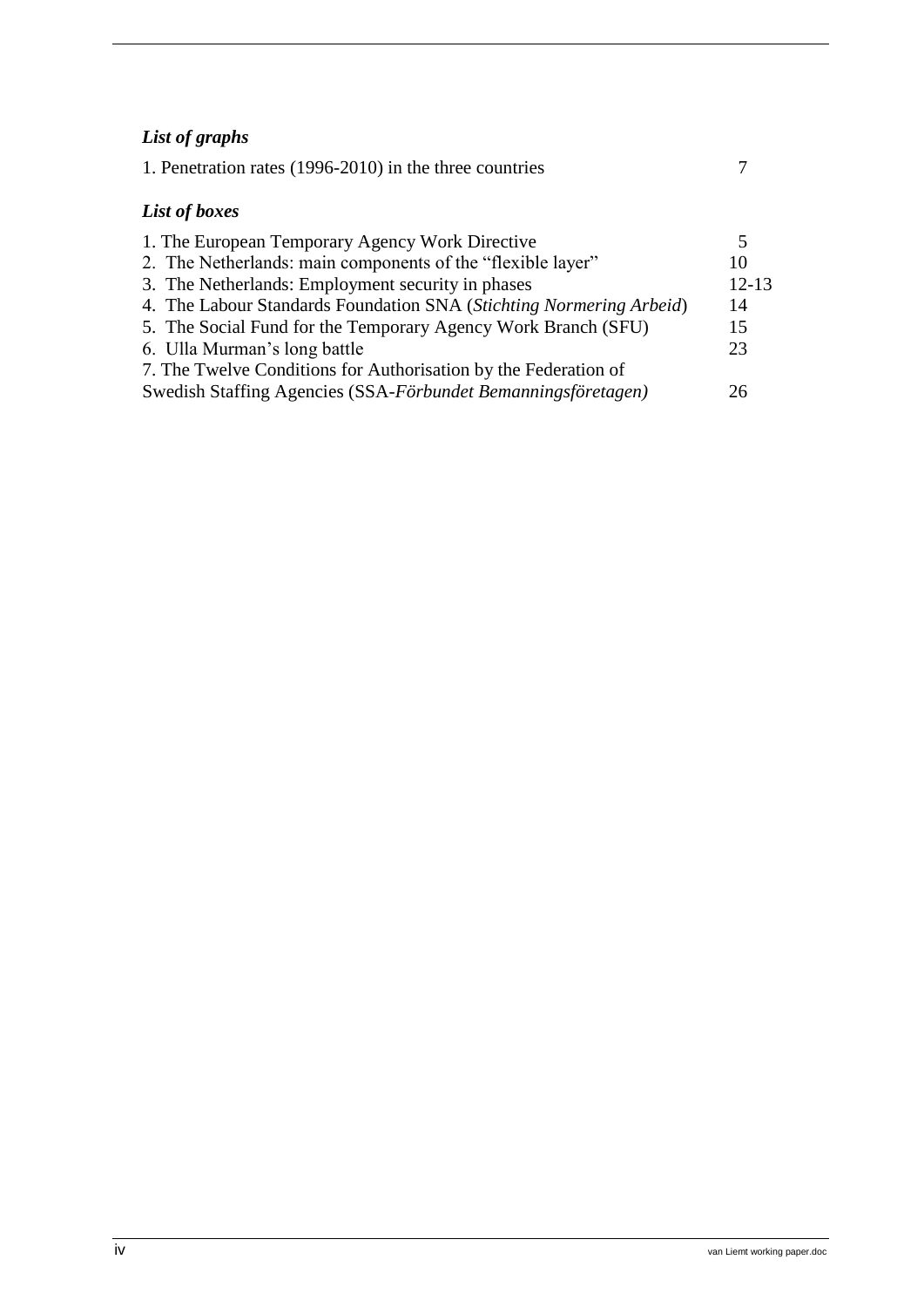### *List of graphs*

| | |
|---|---|
| 1. Penetration rates (1996-2010) in the three countries | 7 |

### *List of boxes*

| | |
|---|---|
| 1. The European Temporary Agency Work Directive | 5 |
| 2. The Netherlands: main components of the "flexible layer" | 10 |
| 3. The Netherlands: Employment security in phases | 12-13 |
| 4. The Labour Standards Foundation SNA (*Stichting Normering Arbeid*) | 14 |
| 5. The Social Fund for the Temporary Agency Work Branch (SFU) | 15 |
| 6. Ulla Murman's long battle | 23 |
| 7. The Twelve Conditions for Authorisation by the Federation of Swedish Staffing Agencies (SSA-*Förbundet Bemanningsföretagen)* | 26 |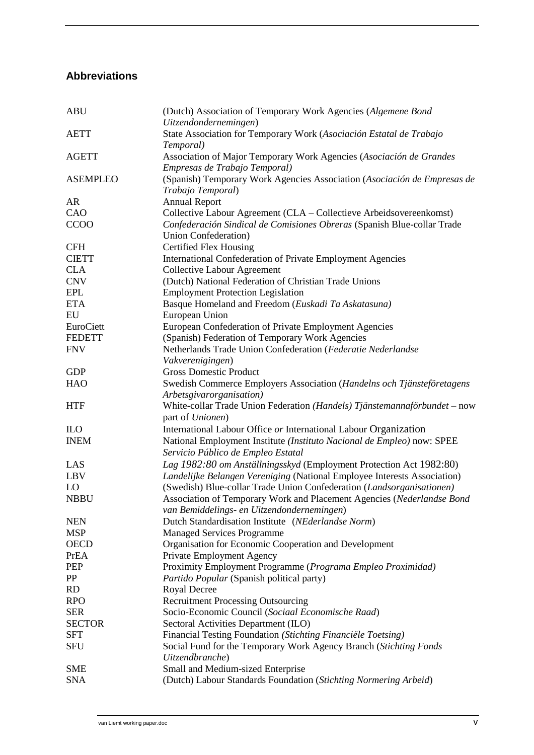## Abbreviations

| | |
|---|---|
| ABU | (Dutch) Association of Temporary Work Agencies (*Algemene Bond Uitzendondernemingen*) |
| AETT | State Association for Temporary Work (*Asociación Estatal de Trabajo Temporal)* |
| AGETT | Association of Major Temporary Work Agencies (*Asociación de Grandes Empresas de Trabajo Temporal)* |
| ASEMPLEO | (Spanish) Temporary Work Agencies Association (*Asociación de Empresas de Trabajo Temporal*) |
| AR | Annual Report |
| CAO | Collective Labour Agreement (CLA – Collectieve Arbeidsovereenkomst) |
| CCOO | *Confederación Sindical de Comisiones Obreras* (Spanish Blue-collar Trade Union Confederation) |
| CFH | Certified Flex Housing |
| CIETT | International Confederation of Private Employment Agencies |
| CLA | Collective Labour Agreement |
| CNV | (Dutch) National Federation of Christian Trade Unions |
| EPL | Employment Protection Legislation |
| ETA | Basque Homeland and Freedom (*Euskadi Ta Askatasuna)* |
| EU | European Union |
| EuroCiett | European Confederation of Private Employment Agencies |
| FEDETT | (Spanish) Federation of Temporary Work Agencies |
| FNV | Netherlands Trade Union Confederation (*Federatie Nederlandse Vakverenigingen*) |
| GDP | Gross Domestic Product |
| HAO | Swedish Commerce Employers Association (*Handelns och Tjänsteföretagens Arbetsgivarorganisation)* |
| HTF | White-collar Trade Union Federation *(Handels) Tjänstemannaförbundet* – now part of *Unionen*) |
| ILO | International Labour Office *or* International Labour Organization |
| INEM | National Employment Institute *(Instituto Nacional de Empleo)* now: SPEE *Servicio Público de Empleo Estatal* |
| LAS | *Lag 1982:80 om Anställningsskyd* (Employment Protection Act 1982:80) |
| LBV | *Landelijke Belangen Vereniging* (National Employee Interests Association) |
| LO | (Swedish) Blue-collar Trade Union Confederation (*Landsorganisationen)* |
| NBBU | Association of Temporary Work and Placement Agencies (*Nederlandse Bond van Bemiddelings- en Uitzendondernemingen*) |
| NEN | Dutch Standardisation Institute (*NEderlandse Norm*) |
| MSP | Managed Services Programme |
| OECD | Organisation for Economic Cooperation and Development |
| PrEA | Private Employment Agency |
| PEP | Proximity Employment Programme (*Programa Empleo Proximidad)* |
| PP | *Partido Popular* (Spanish political party) |
| RD | Royal Decree |
| RPO | Recruitment Processing Outsourcing |
| SER | Socio-Economic Council (*Sociaal Economische Raad*) |
| SECTOR | Sectoral Activities Department (ILO) |
| SFT | Financial Testing Foundation *(Stichting Financiële Toetsing)* |
| SFU | Social Fund for the Temporary Work Agency Branch (*Stichting Fonds Uitzendbranche*) |
| SME | Small and Medium-sized Enterprise |
| SNA | (Dutch) Labour Standards Foundation (*Stichting Normering Arbeid*) |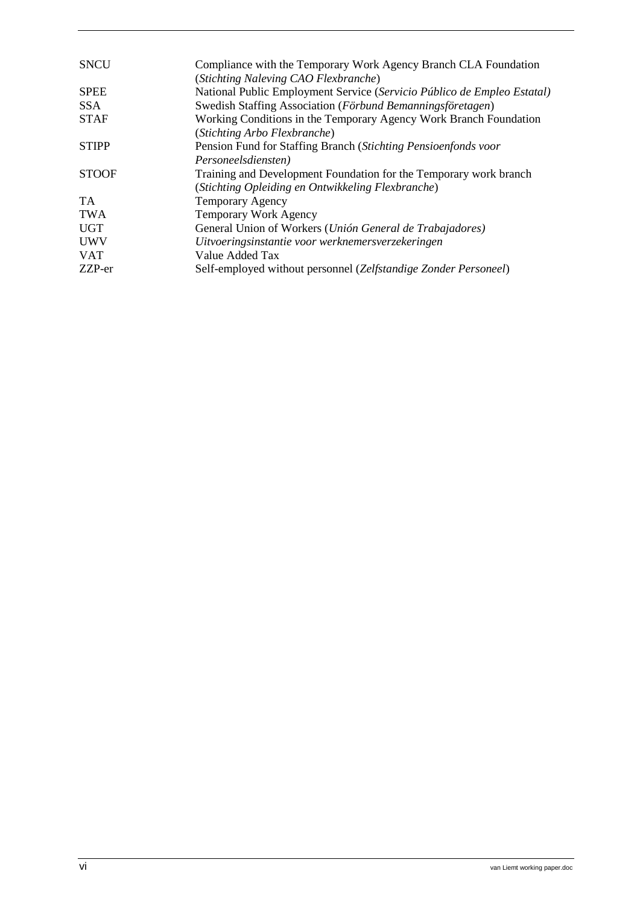| | |
|---|---|
| SNCU | Compliance with the Temporary Work Agency Branch CLA Foundation (*Stichting Naleving CAO Flexbranche*) |
| SPEE | National Public Employment Service (*Servicio Público de Empleo Estatal)* |
| SSA | Swedish Staffing Association (*Förbund Bemanningsföretagen*) |
| STAF | Working Conditions in the Temporary Agency Work Branch Foundation (*Stichting Arbo Flexbranche*) |
| STIPP | Pension Fund for Staffing Branch (*Stichting Pensioenfonds voor Personeelsdiensten)* |
| STOOF | Training and Development Foundation for the Temporary work branch (*Stichting Opleiding en Ontwikkeling Flexbranche*) |
| TA | Temporary Agency |
| TWA | Temporary Work Agency |
| UGT | General Union of Workers (*Unión General de Trabajadores)* |
| UWV | *Uitvoeringsinstantie voor werknemersverzekeringen* |
| VAT | Value Added Tax |
| ZZP-er | Self-employed without personnel (*Zelfstandige Zonder Personeel*) |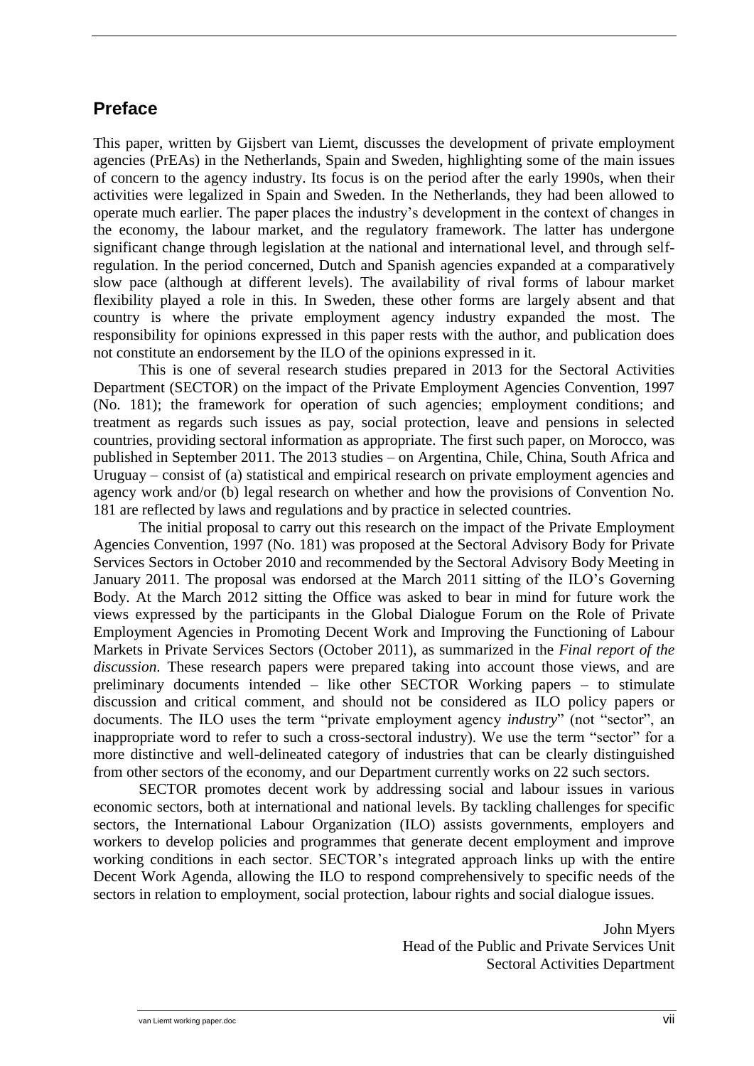## Preface

This paper, written by Gijsbert van Liemt, discusses the development of private employment agencies (PrEAs) in the Netherlands, Spain and Sweden, highlighting some of the main issues of concern to the agency industry. Its focus is on the period after the early 1990s, when their activities were legalized in Spain and Sweden. In the Netherlands, they had been allowed to operate much earlier. The paper places the industry's development in the context of changes in the economy, the labour market, and the regulatory framework. The latter has undergone significant change through legislation at the national and international level, and through self-regulation. In the period concerned, Dutch and Spanish agencies expanded at a comparatively slow pace (although at different levels). The availability of rival forms of labour market flexibility played a role in this. In Sweden, these other forms are largely absent and that country is where the private employment agency industry expanded the most. The responsibility for opinions expressed in this paper rests with the author, and publication does not constitute an endorsement by the ILO of the opinions expressed in it.

This is one of several research studies prepared in 2013 for the Sectoral Activities Department (SECTOR) on the impact of the Private Employment Agencies Convention, 1997 (No. 181); the framework for operation of such agencies; employment conditions; and treatment as regards such issues as pay, social protection, leave and pensions in selected countries, providing sectoral information as appropriate. The first such paper, on Morocco, was published in September 2011. The 2013 studies – on Argentina, Chile, China, South Africa and Uruguay – consist of (a) statistical and empirical research on private employment agencies and agency work and/or (b) legal research on whether and how the provisions of Convention No. 181 are reflected by laws and regulations and by practice in selected countries.

The initial proposal to carry out this research on the impact of the Private Employment Agencies Convention, 1997 (No. 181) was proposed at the Sectoral Advisory Body for Private Services Sectors in October 2010 and recommended by the Sectoral Advisory Body Meeting in January 2011. The proposal was endorsed at the March 2011 sitting of the ILO's Governing Body. At the March 2012 sitting the Office was asked to bear in mind for future work the views expressed by the participants in the Global Dialogue Forum on the Role of Private Employment Agencies in Promoting Decent Work and Improving the Functioning of Labour Markets in Private Services Sectors (October 2011), as summarized in the *Final report of the discussion*. These research papers were prepared taking into account those views, and are preliminary documents intended – like other SECTOR Working papers – to stimulate discussion and critical comment, and should not be considered as ILO policy papers or documents. The ILO uses the term "private employment agency *industry*" (not "sector", an inappropriate word to refer to such a cross-sectoral industry). We use the term "sector" for a more distinctive and well-delineated category of industries that can be clearly distinguished from other sectors of the economy, and our Department currently works on 22 such sectors.

SECTOR promotes decent work by addressing social and labour issues in various economic sectors, both at international and national levels. By tackling challenges for specific sectors, the International Labour Organization (ILO) assists governments, employers and workers to develop policies and programmes that generate decent employment and improve working conditions in each sector. SECTOR's integrated approach links up with the entire Decent Work Agenda, allowing the ILO to respond comprehensively to specific needs of the sectors in relation to employment, social protection, labour rights and social dialogue issues.

John Myers
Head of the Public and Private Services Unit
Sectoral Activities Department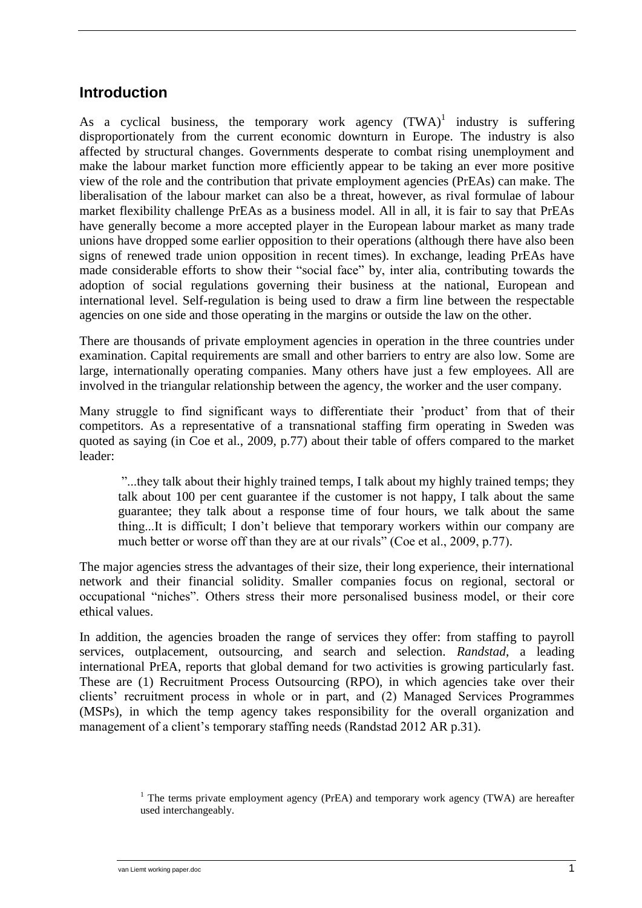## Introduction

As a cyclical business, the temporary work agency (TWA)[1] industry is suffering disproportionately from the current economic downturn in Europe. The industry is also affected by structural changes. Governments desperate to combat rising unemployment and make the labour market function more efficiently appear to be taking an ever more positive view of the role and the contribution that private employment agencies (PrEAs) can make. The liberalisation of the labour market can also be a threat, however, as rival formulae of labour market flexibility challenge PrEAs as a business model. All in all, it is fair to say that PrEAs have generally become a more accepted player in the European labour market as many trade unions have dropped some earlier opposition to their operations (although there have also been signs of renewed trade union opposition in recent times). In exchange, leading PrEAs have made considerable efforts to show their "social face" by, inter alia, contributing towards the adoption of social regulations governing their business at the national, European and international level. Self-regulation is being used to draw a firm line between the respectable agencies on one side and those operating in the margins or outside the law on the other.

There are thousands of private employment agencies in operation in the three countries under examination. Capital requirements are small and other barriers to entry are also low. Some are large, internationally operating companies. Many others have just a few employees. All are involved in the triangular relationship between the agency, the worker and the user company.

Many struggle to find significant ways to differentiate their 'product' from that of their competitors. As a representative of a transnational staffing firm operating in Sweden was quoted as saying (in Coe et al., 2009, p.77) about their table of offers compared to the market leader:

> "...they talk about their highly trained temps, I talk about my highly trained temps; they talk about 100 per cent guarantee if the customer is not happy, I talk about the same guarantee; they talk about a response time of four hours, we talk about the same thing...It is difficult; I don't believe that temporary workers within our company are much better or worse off than they are at our rivals" (Coe et al., 2009, p.77).

The major agencies stress the advantages of their size, their long experience, their international network and their financial solidity. Smaller companies focus on regional, sectoral or occupational "niches". Others stress their more personalised business model, or their core ethical values.

In addition, the agencies broaden the range of services they offer: from staffing to payroll services, outplacement, outsourcing, and search and selection. *Randstad*, a leading international PrEA, reports that global demand for two activities is growing particularly fast. These are (1) Recruitment Process Outsourcing (RPO), in which agencies take over their clients' recruitment process in whole or in part, and (2) Managed Services Programmes (MSPs), in which the temp agency takes responsibility for the overall organization and management of a client's temporary staffing needs (Randstad 2012 AR p.31).

[1] The terms private employment agency (PrEA) and temporary work agency (TWA) are hereafter used interchangeably.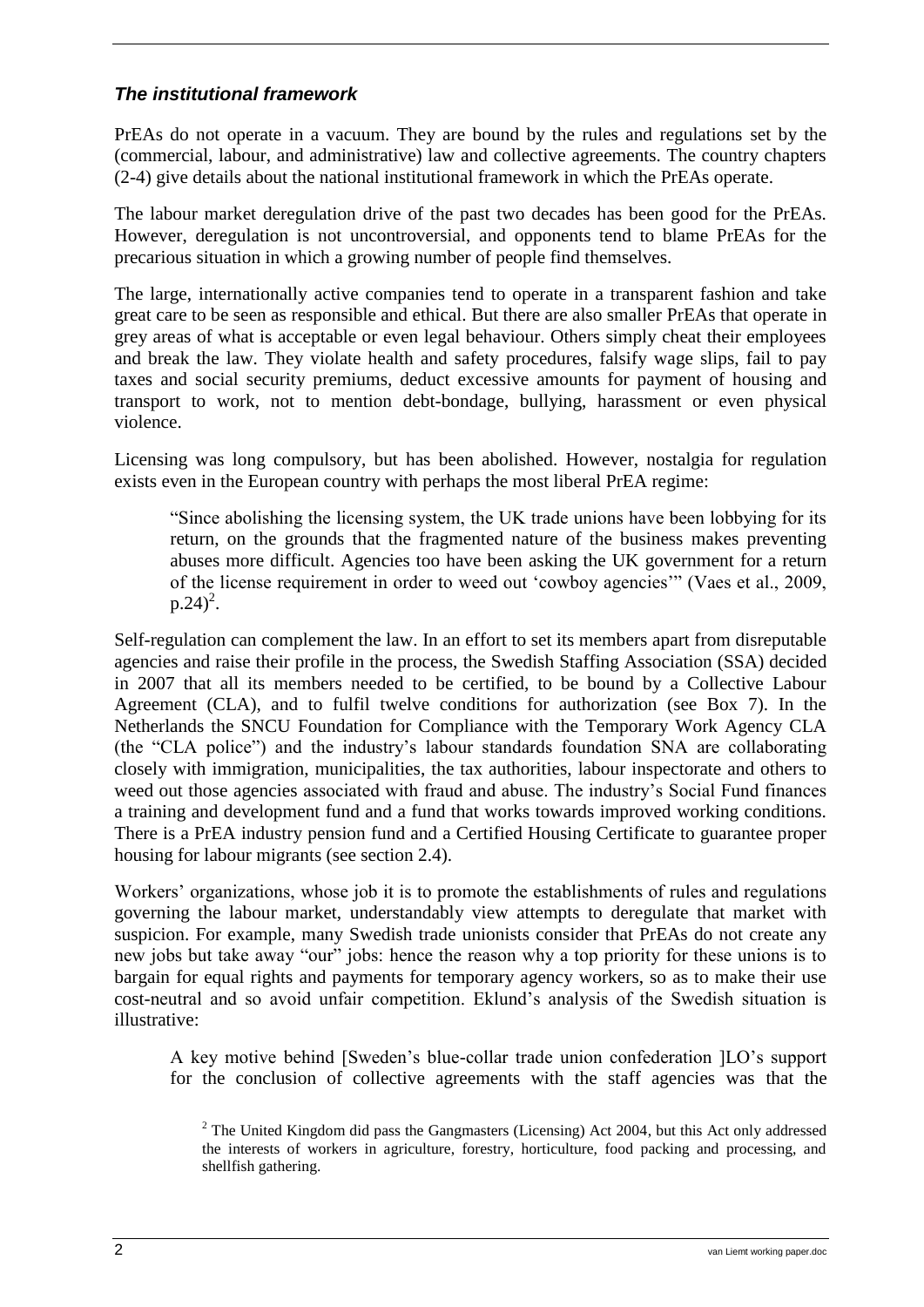### *The institutional framework*

PrEAs do not operate in a vacuum. They are bound by the rules and regulations set by the (commercial, labour, and administrative) law and collective agreements. The country chapters (2-4) give details about the national institutional framework in which the PrEAs operate.

The labour market deregulation drive of the past two decades has been good for the PrEAs. However, deregulation is not uncontroversial, and opponents tend to blame PrEAs for the precarious situation in which a growing number of people find themselves.

The large, internationally active companies tend to operate in a transparent fashion and take great care to be seen as responsible and ethical. But there are also smaller PrEAs that operate in grey areas of what is acceptable or even legal behaviour. Others simply cheat their employees and break the law. They violate health and safety procedures, falsify wage slips, fail to pay taxes and social security premiums, deduct excessive amounts for payment of housing and transport to work, not to mention debt-bondage, bullying, harassment or even physical violence.

Licensing was long compulsory, but has been abolished. However, nostalgia for regulation exists even in the European country with perhaps the most liberal PrEA regime:

> "Since abolishing the licensing system, the UK trade unions have been lobbying for its return, on the grounds that the fragmented nature of the business makes preventing abuses more difficult. Agencies too have been asking the UK government for a return of the license requirement in order to weed out 'cowboy agencies'" (Vaes et al., 2009, p.24)[2].

Self-regulation can complement the law. In an effort to set its members apart from disreputable agencies and raise their profile in the process, the Swedish Staffing Association (SSA) decided in 2007 that all its members needed to be certified, to be bound by a Collective Labour Agreement (CLA), and to fulfil twelve conditions for authorization (see Box 7). In the Netherlands the SNCU Foundation for Compliance with the Temporary Work Agency CLA (the "CLA police") and the industry's labour standards foundation SNA are collaborating closely with immigration, municipalities, the tax authorities, labour inspectorate and others to weed out those agencies associated with fraud and abuse. The industry's Social Fund finances a training and development fund and a fund that works towards improved working conditions. There is a PrEA industry pension fund and a Certified Housing Certificate to guarantee proper housing for labour migrants (see section 2.4).

Workers' organizations, whose job it is to promote the establishments of rules and regulations governing the labour market, understandably view attempts to deregulate that market with suspicion. For example, many Swedish trade unionists consider that PrEAs do not create any new jobs but take away "our" jobs: hence the reason why a top priority for these unions is to bargain for equal rights and payments for temporary agency workers, so as to make their use cost-neutral and so avoid unfair competition. Eklund's analysis of the Swedish situation is illustrative:

> A key motive behind [Sweden's blue-collar trade union confederation ]LO's support for the conclusion of collective agreements with the staff agencies was that the

[2] The United Kingdom did pass the Gangmasters (Licensing) Act 2004, but this Act only addressed the interests of workers in agriculture, forestry, horticulture, food packing and processing, and shellfish gathering.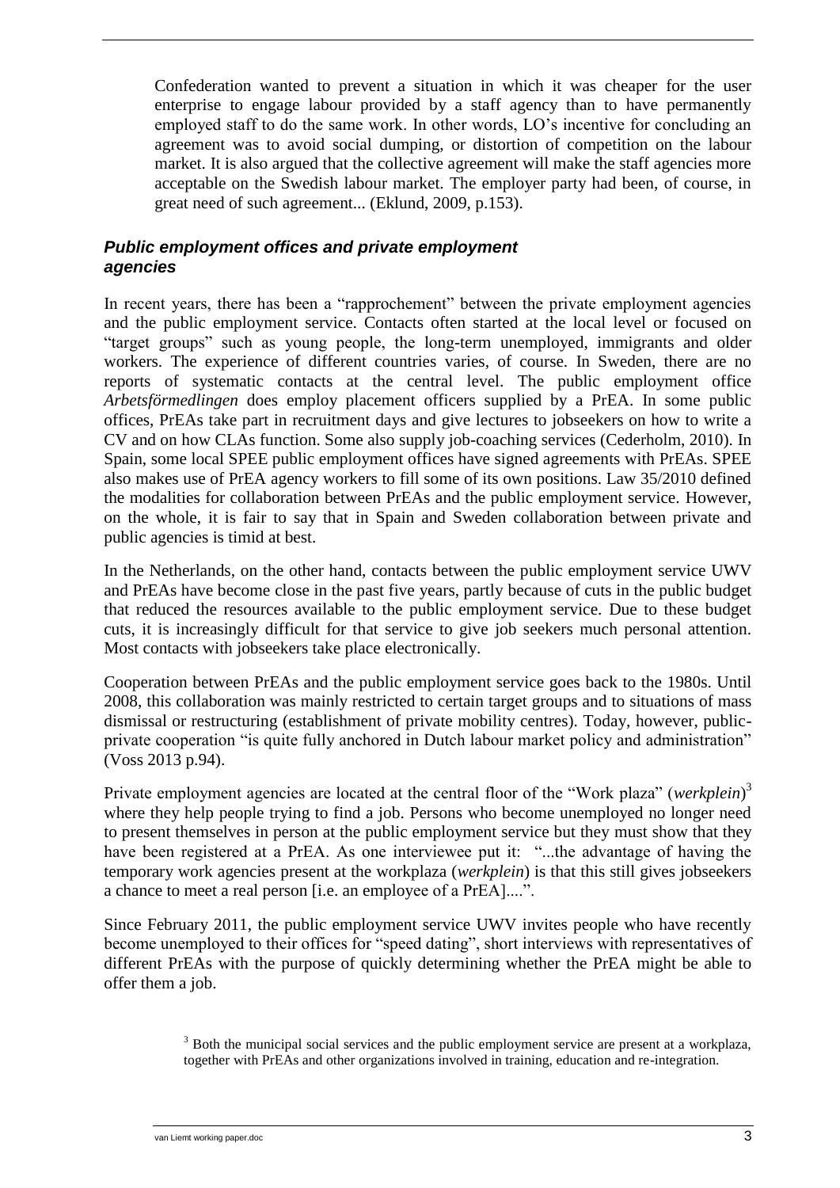Confederation wanted to prevent a situation in which it was cheaper for the user enterprise to engage labour provided by a staff agency than to have permanently employed staff to do the same work. In other words, LO's incentive for concluding an agreement was to avoid social dumping, or distortion of competition on the labour market. It is also argued that the collective agreement will make the staff agencies more acceptable on the Swedish labour market. The employer party had been, of course, in great need of such agreement... (Eklund, 2009, p.153).

### *Public employment offices and private employment agencies*

In recent years, there has been a "rapprochement" between the private employment agencies and the public employment service. Contacts often started at the local level or focused on "target groups" such as young people, the long-term unemployed, immigrants and older workers. The experience of different countries varies, of course. In Sweden, there are no reports of systematic contacts at the central level. The public employment office *Arbetsförmedlingen* does employ placement officers supplied by a PrEA. In some public offices, PrEAs take part in recruitment days and give lectures to jobseekers on how to write a CV and on how CLAs function. Some also supply job-coaching services (Cederholm, 2010). In Spain, some local SPEE public employment offices have signed agreements with PrEAs. SPEE also makes use of PrEA agency workers to fill some of its own positions. Law 35/2010 defined the modalities for collaboration between PrEAs and the public employment service. However, on the whole, it is fair to say that in Spain and Sweden collaboration between private and public agencies is timid at best.

In the Netherlands, on the other hand, contacts between the public employment service UWV and PrEAs have become close in the past five years, partly because of cuts in the public budget that reduced the resources available to the public employment service. Due to these budget cuts, it is increasingly difficult for that service to give job seekers much personal attention. Most contacts with jobseekers take place electronically.

Cooperation between PrEAs and the public employment service goes back to the 1980s. Until 2008, this collaboration was mainly restricted to certain target groups and to situations of mass dismissal or restructuring (establishment of private mobility centres). Today, however, public-private cooperation "is quite fully anchored in Dutch labour market policy and administration" (Voss 2013 p.94).

Private employment agencies are located at the central floor of the "Work plaza" (*werkplein*)[3] where they help people trying to find a job. Persons who become unemployed no longer need to present themselves in person at the public employment service but they must show that they have been registered at a PrEA. As one interviewee put it: "...the advantage of having the temporary work agencies present at the workplaza (*werkplein*) is that this still gives jobseekers a chance to meet a real person [i.e. an employee of a PrEA]....".

Since February 2011, the public employment service UWV invites people who have recently become unemployed to their offices for "speed dating", short interviews with representatives of different PrEAs with the purpose of quickly determining whether the PrEA might be able to offer them a job.

[3] Both the municipal social services and the public employment service are present at a workplaza, together with PrEAs and other organizations involved in training, education and re-integration.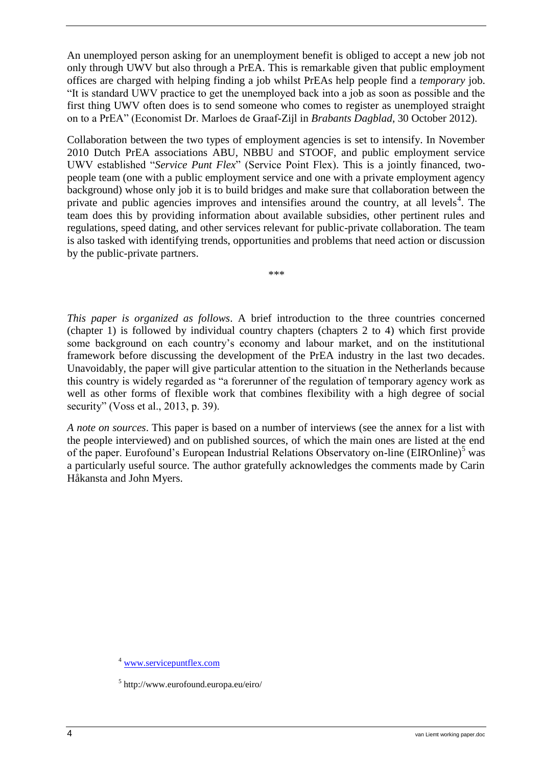An unemployed person asking for an unemployment benefit is obliged to accept a new job not only through UWV but also through a PrEA. This is remarkable given that public employment offices are charged with helping finding a job whilst PrEAs help people find a *temporary* job. "It is standard UWV practice to get the unemployed back into a job as soon as possible and the first thing UWV often does is to send someone who comes to register as unemployed straight on to a PrEA" (Economist Dr. Marloes de Graaf-Zijl in *Brabants Dagblad*, 30 October 2012).

Collaboration between the two types of employment agencies is set to intensify. In November 2010 Dutch PrEA associations ABU, NBBU and STOOF, and public employment service UWV established "*Service Punt Flex*" (Service Point Flex). This is a jointly financed, two-people team (one with a public employment service and one with a private employment agency background) whose only job it is to build bridges and make sure that collaboration between the private and public agencies improves and intensifies around the country, at all levels[4]. The team does this by providing information about available subsidies, other pertinent rules and regulations, speed dating, and other services relevant for public-private collaboration. The team is also tasked with identifying trends, opportunities and problems that need action or discussion by the public-private partners.

\*\*\*

*This paper is organized as follows*. A brief introduction to the three countries concerned (chapter 1) is followed by individual country chapters (chapters 2 to 4) which first provide some background on each country's economy and labour market, and on the institutional framework before discussing the development of the PrEA industry in the last two decades. Unavoidably, the paper will give particular attention to the situation in the Netherlands because this country is widely regarded as "a forerunner of the regulation of temporary agency work as well as other forms of flexible work that combines flexibility with a high degree of social security" (Voss et al., 2013, p. 39).

*A note on sources*. This paper is based on a number of interviews (see the annex for a list with the people interviewed) and on published sources, of which the main ones are listed at the end of the paper. Eurofound's European Industrial Relations Observatory on-line (EIROnline)[5] was a particularly useful source. The author gratefully acknowledges the comments made by Carin Håkansta and John Myers.

[4] www.servicepuntflex.com

[5] http://www.eurofound.europa.eu/eiro/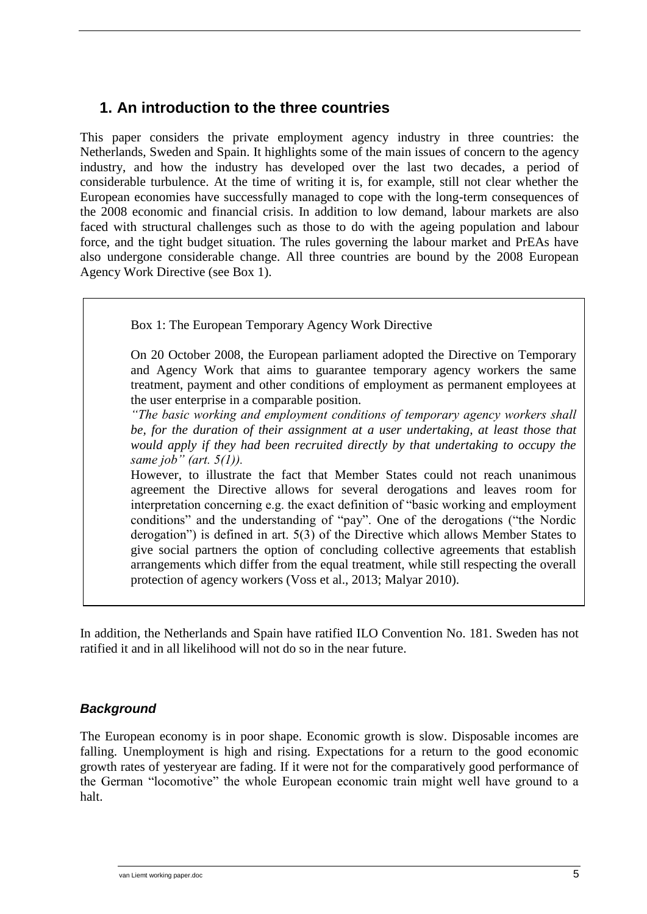## 1. An introduction to the three countries

This paper considers the private employment agency industry in three countries: the Netherlands, Sweden and Spain. It highlights some of the main issues of concern to the agency industry, and how the industry has developed over the last two decades, a period of considerable turbulence. At the time of writing it is, for example, still not clear whether the European economies have successfully managed to cope with the long-term consequences of the 2008 economic and financial crisis. In addition to low demand, labour markets are also faced with structural challenges such as those to do with the ageing population and labour force, and the tight budget situation. The rules governing the labour market and PrEAs have also undergone considerable change. All three countries are bound by the 2008 European Agency Work Directive (see Box 1).

> Box 1: The European Temporary Agency Work Directive
>
> On 20 October 2008, the European parliament adopted the Directive on Temporary and Agency Work that aims to guarantee temporary agency workers the same treatment, payment and other conditions of employment as permanent employees at the user enterprise in a comparable position.
>
> *"The basic working and employment conditions of temporary agency workers shall be, for the duration of their assignment at a user undertaking, at least those that would apply if they had been recruited directly by that undertaking to occupy the same job" (art. 5(1)).*
>
> However, to illustrate the fact that Member States could not reach unanimous agreement the Directive allows for several derogations and leaves room for interpretation concerning e.g. the exact definition of "basic working and employment conditions" and the understanding of "pay". One of the derogations ("the Nordic derogation") is defined in art. 5(3) of the Directive which allows Member States to give social partners the option of concluding collective agreements that establish arrangements which differ from the equal treatment, while still respecting the overall protection of agency workers (Voss et al., 2013; Malyar 2010).

In addition, the Netherlands and Spain have ratified ILO Convention No. 181. Sweden has not ratified it and in all likelihood will not do so in the near future.

### *Background*

The European economy is in poor shape. Economic growth is slow. Disposable incomes are falling. Unemployment is high and rising. Expectations for a return to the good economic growth rates of yesteryear are fading. If it were not for the comparatively good performance of the German "locomotive" the whole European economic train might well have ground to a halt.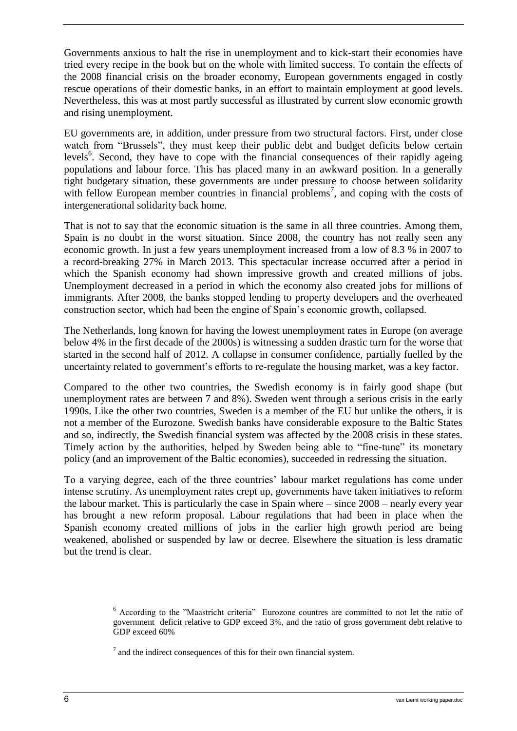Governments anxious to halt the rise in unemployment and to kick-start their economies have tried every recipe in the book but on the whole with limited success. To contain the effects of the 2008 financial crisis on the broader economy, European governments engaged in costly rescue operations of their domestic banks, in an effort to maintain employment at good levels. Nevertheless, this was at most partly successful as illustrated by current slow economic growth and rising unemployment.

EU governments are, in addition, under pressure from two structural factors. First, under close watch from "Brussels", they must keep their public debt and budget deficits below certain levels[6]. Second, they have to cope with the financial consequences of their rapidly ageing populations and labour force. This has placed many in an awkward position. In a generally tight budgetary situation, these governments are under pressure to choose between solidarity with fellow European member countries in financial problems[7], and coping with the costs of intergenerational solidarity back home.

That is not to say that the economic situation is the same in all three countries. Among them, Spain is no doubt in the worst situation. Since 2008, the country has not really seen any economic growth. In just a few years unemployment increased from a low of 8.3 % in 2007 to a record-breaking 27% in March 2013. This spectacular increase occurred after a period in which the Spanish economy had shown impressive growth and created millions of jobs. Unemployment decreased in a period in which the economy also created jobs for millions of immigrants. After 2008, the banks stopped lending to property developers and the overheated construction sector, which had been the engine of Spain's economic growth, collapsed.

The Netherlands, long known for having the lowest unemployment rates in Europe (on average below 4% in the first decade of the 2000s) is witnessing a sudden drastic turn for the worse that started in the second half of 2012. A collapse in consumer confidence, partially fuelled by the uncertainty related to government's efforts to re-regulate the housing market, was a key factor.

Compared to the other two countries, the Swedish economy is in fairly good shape (but unemployment rates are between 7 and 8%). Sweden went through a serious crisis in the early 1990s. Like the other two countries, Sweden is a member of the EU but unlike the others, it is not a member of the Eurozone. Swedish banks have considerable exposure to the Baltic States and so, indirectly, the Swedish financial system was affected by the 2008 crisis in these states. Timely action by the authorities, helped by Sweden being able to "fine-tune" its monetary policy (and an improvement of the Baltic economies), succeeded in redressing the situation.

To a varying degree, each of the three countries' labour market regulations has come under intense scrutiny. As unemployment rates crept up, governments have taken initiatives to reform the labour market. This is particularly the case in Spain where – since 2008 – nearly every year has brought a new reform proposal. Labour regulations that had been in place when the Spanish economy created millions of jobs in the earlier high growth period are being weakened, abolished or suspended by law or decree. Elsewhere the situation is less dramatic but the trend is clear.

[6] According to the "Maastricht criteria" Eurozone countres are committed to not let the ratio of government deficit relative to GDP exceed 3%, and the ratio of gross government debt relative to GDP exceed 60%

[7] and the indirect consequences of this for their own financial system.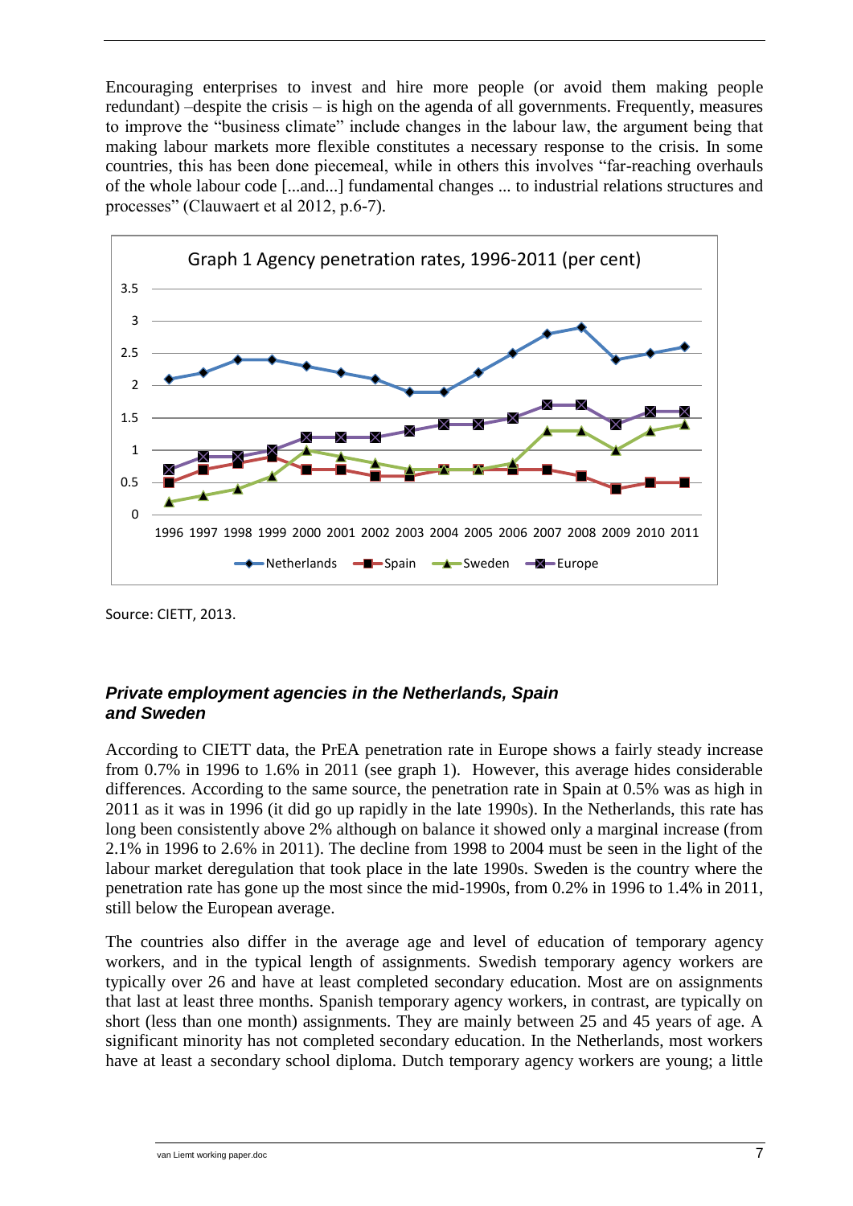Encouraging enterprises to invest and hire more people (or avoid them making people redundant) –despite the crisis – is high on the agenda of all governments. Frequently, measures to improve the "business climate" include changes in the labour law, the argument being that making labour markets more flexible constitutes a necessary response to the crisis. In some countries, this has been done piecemeal, while in others this involves "far-reaching overhauls of the whole labour code [...and...] fundamental changes ... to industrial relations structures and processes" (Clauwaert et al 2012, p.6-7).

Graph 1 Agency penetration rates, 1996-2011 (per cent)

Source: CIETT, 2013.

### *Private employment agencies in the Netherlands, Spain and Sweden*

According to CIETT data, the PrEA penetration rate in Europe shows a fairly steady increase from 0.7% in 1996 to 1.6% in 2011 (see graph 1). However, this average hides considerable differences. According to the same source, the penetration rate in Spain at 0.5% was as high in 2011 as it was in 1996 (it did go up rapidly in the late 1990s). In the Netherlands, this rate has long been consistently above 2% although on balance it showed only a marginal increase (from 2.1% in 1996 to 2.6% in 2011). The decline from 1998 to 2004 must be seen in the light of the labour market deregulation that took place in the late 1990s. Sweden is the country where the penetration rate has gone up the most since the mid-1990s, from 0.2% in 1996 to 1.4% in 2011, still below the European average.

The countries also differ in the average age and level of education of temporary agency workers, and in the typical length of assignments. Swedish temporary agency workers are typically over 26 and have at least completed secondary education. Most are on assignments that last at least three months. Spanish temporary agency workers, in contrast, are typically on short (less than one month) assignments. They are mainly between 25 and 45 years of age. A significant minority has not completed secondary education. In the Netherlands, most workers have at least a secondary school diploma. Dutch temporary agency workers are young; a little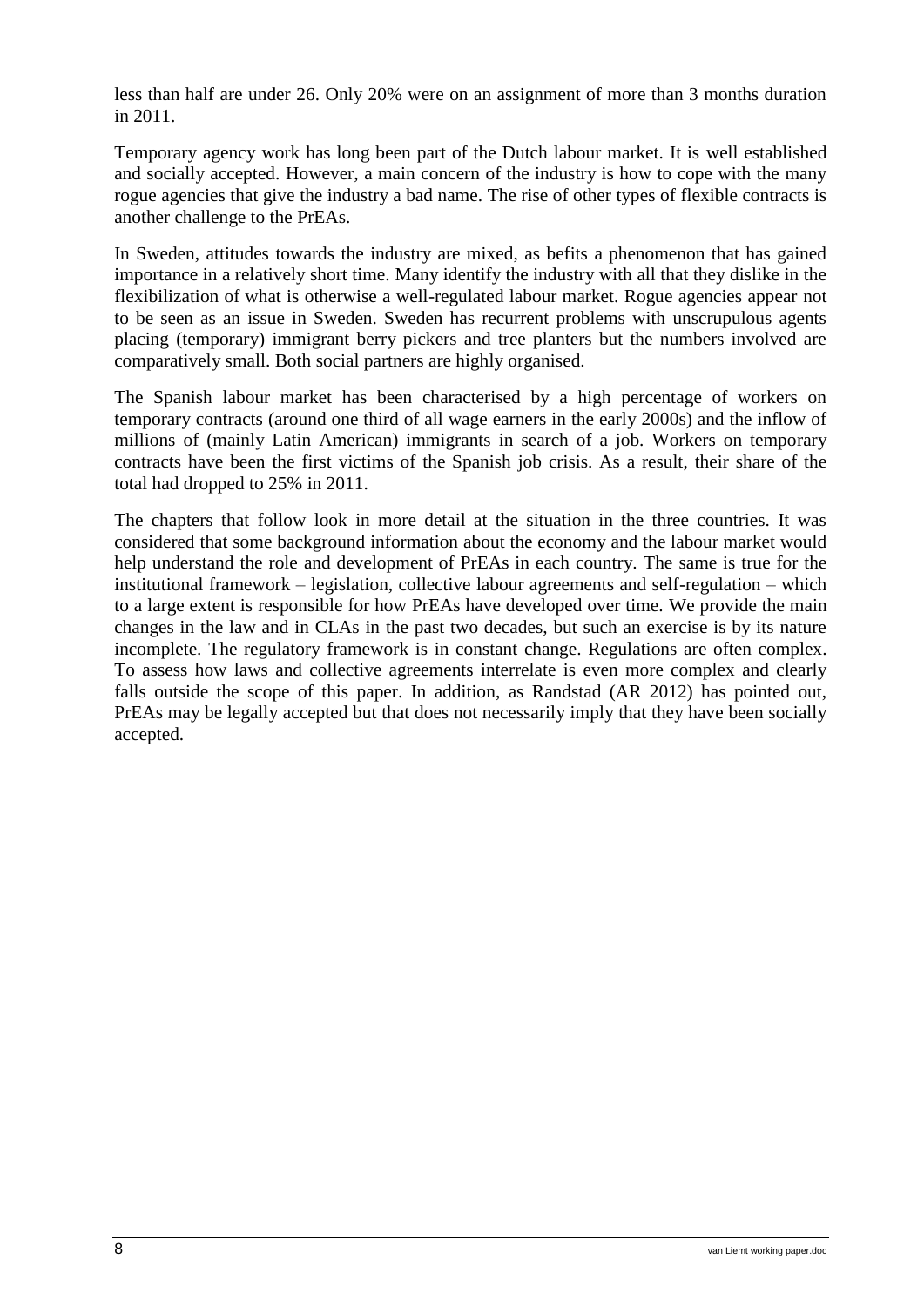less than half are under 26. Only 20% were on an assignment of more than 3 months duration in 2011.

Temporary agency work has long been part of the Dutch labour market. It is well established and socially accepted. However, a main concern of the industry is how to cope with the many rogue agencies that give the industry a bad name. The rise of other types of flexible contracts is another challenge to the PrEAs.

In Sweden, attitudes towards the industry are mixed, as befits a phenomenon that has gained importance in a relatively short time. Many identify the industry with all that they dislike in the flexibilization of what is otherwise a well-regulated labour market. Rogue agencies appear not to be seen as an issue in Sweden. Sweden has recurrent problems with unscrupulous agents placing (temporary) immigrant berry pickers and tree planters but the numbers involved are comparatively small. Both social partners are highly organised.

The Spanish labour market has been characterised by a high percentage of workers on temporary contracts (around one third of all wage earners in the early 2000s) and the inflow of millions of (mainly Latin American) immigrants in search of a job. Workers on temporary contracts have been the first victims of the Spanish job crisis. As a result, their share of the total had dropped to 25% in 2011.

The chapters that follow look in more detail at the situation in the three countries. It was considered that some background information about the economy and the labour market would help understand the role and development of PrEAs in each country. The same is true for the institutional framework – legislation, collective labour agreements and self-regulation – which to a large extent is responsible for how PrEAs have developed over time. We provide the main changes in the law and in CLAs in the past two decades, but such an exercise is by its nature incomplete. The regulatory framework is in constant change. Regulations are often complex. To assess how laws and collective agreements interrelate is even more complex and clearly falls outside the scope of this paper. In addition, as Randstad (AR 2012) has pointed out, PrEAs may be legally accepted but that does not necessarily imply that they have been socially accepted.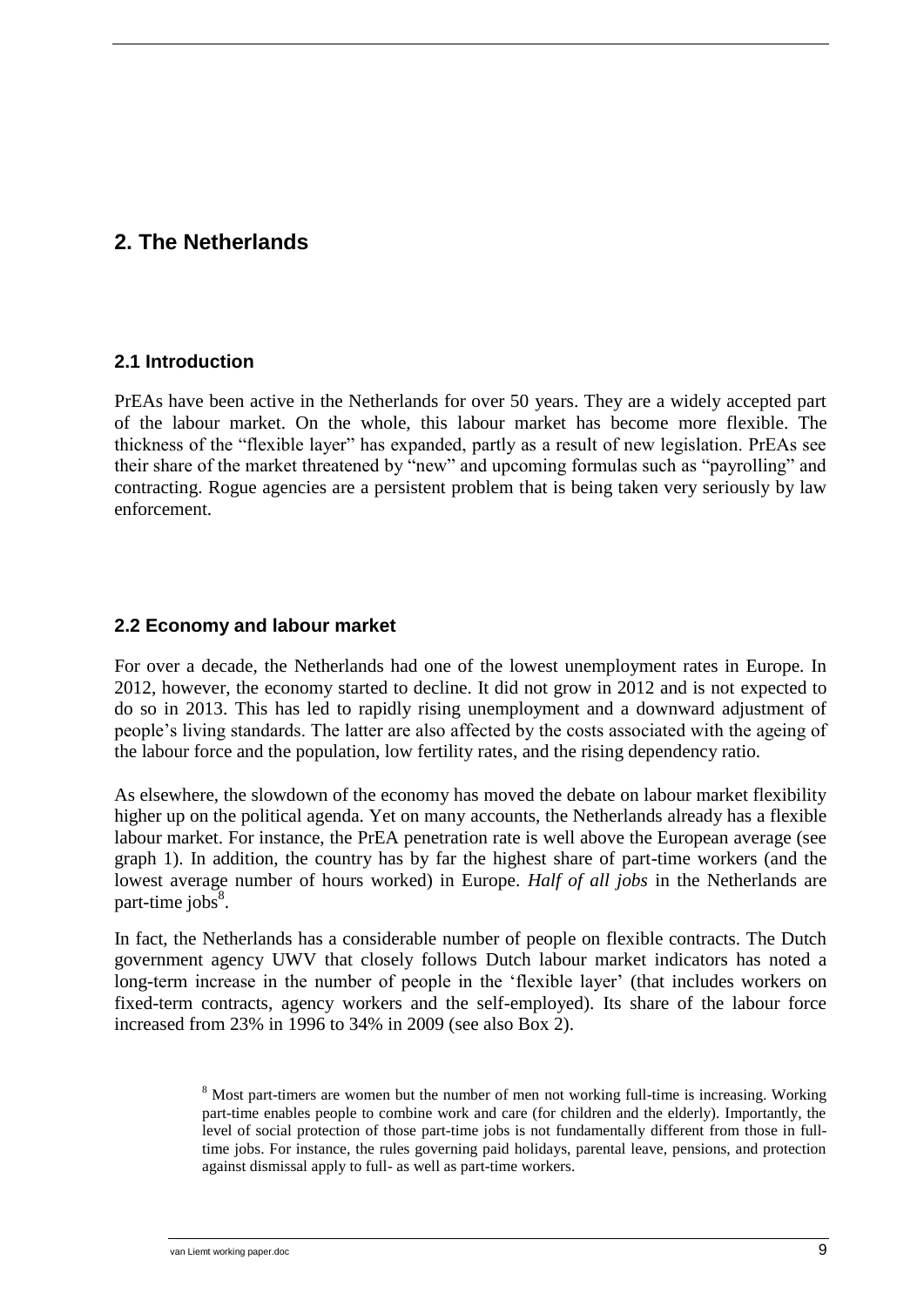# 2. The Netherlands

## 2.1 Introduction

PrEAs have been active in the Netherlands for over 50 years. They are a widely accepted part of the labour market. On the whole, this labour market has become more flexible. The thickness of the "flexible layer" has expanded, partly as a result of new legislation. PrEAs see their share of the market threatened by "new" and upcoming formulas such as "payrolling" and contracting. Rogue agencies are a persistent problem that is being taken very seriously by law enforcement.

## 2.2 Economy and labour market

For over a decade, the Netherlands had one of the lowest unemployment rates in Europe. In 2012, however, the economy started to decline. It did not grow in 2012 and is not expected to do so in 2013. This has led to rapidly rising unemployment and a downward adjustment of people's living standards. The latter are also affected by the costs associated with the ageing of the labour force and the population, low fertility rates, and the rising dependency ratio.

As elsewhere, the slowdown of the economy has moved the debate on labour market flexibility higher up on the political agenda. Yet on many accounts, the Netherlands already has a flexible labour market. For instance, the PrEA penetration rate is well above the European average (see graph 1). In addition, the country has by far the highest share of part-time workers (and the lowest average number of hours worked) in Europe. *Half of all jobs* in the Netherlands are part-time jobs[8].

In fact, the Netherlands has a considerable number of people on flexible contracts. The Dutch government agency UWV that closely follows Dutch labour market indicators has noted a long-term increase in the number of people in the 'flexible layer' (that includes workers on fixed-term contracts, agency workers and the self-employed). Its share of the labour force increased from 23% in 1996 to 34% in 2009 (see also Box 2).

[8] Most part-timers are women but the number of men not working full-time is increasing. Working part-time enables people to combine work and care (for children and the elderly). Importantly, the level of social protection of those part-time jobs is not fundamentally different from those in full-time jobs. For instance, the rules governing paid holidays, parental leave, pensions, and protection against dismissal apply to full- as well as part-time workers.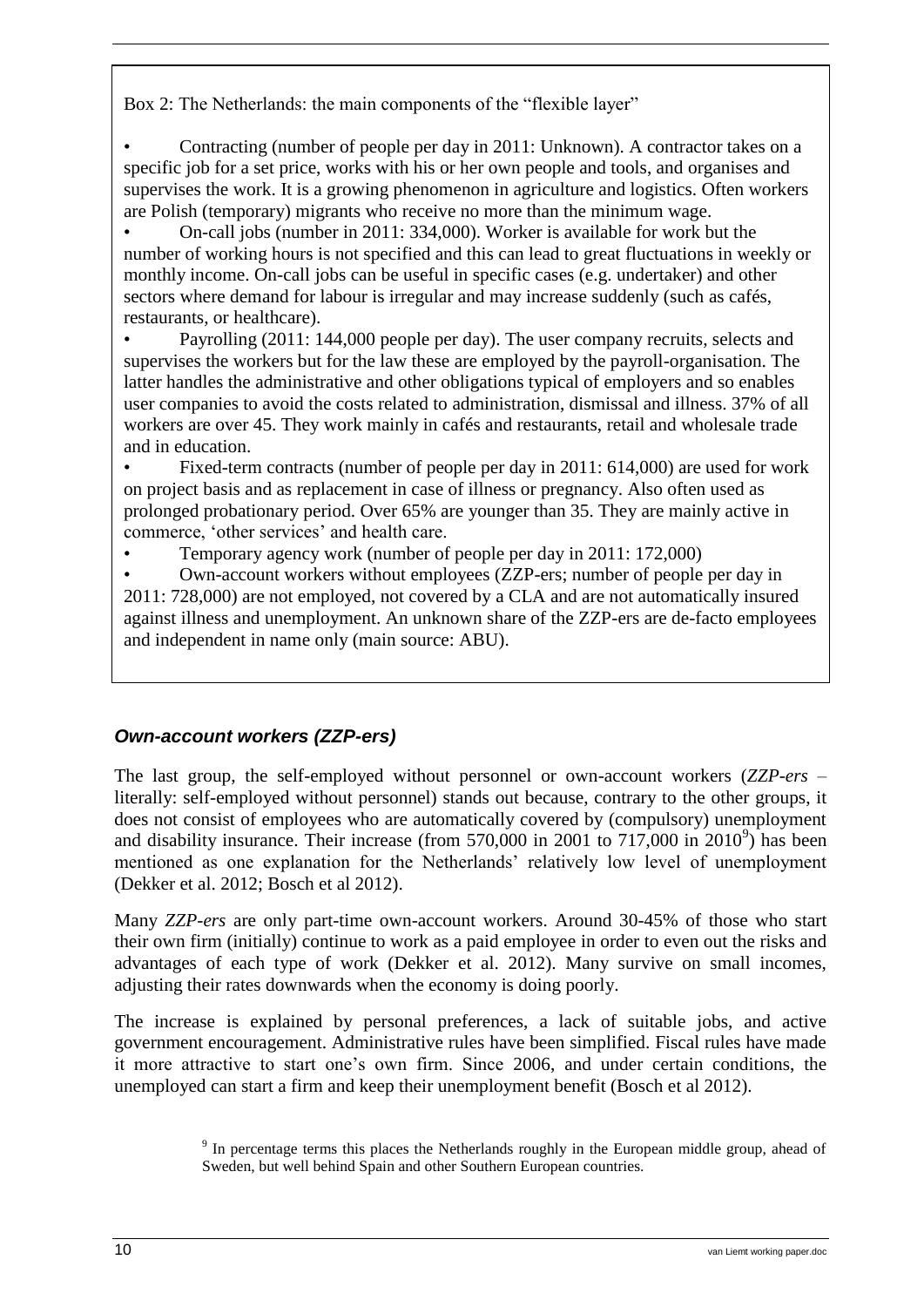Box 2: The Netherlands: the main components of the "flexible layer"

- Contracting (number of people per day in 2011: Unknown). A contractor takes on a specific job for a set price, works with his or her own people and tools, and organises and supervises the work. It is a growing phenomenon in agriculture and logistics. Often workers are Polish (temporary) migrants who receive no more than the minimum wage.
- On-call jobs (number in 2011: 334,000). Worker is available for work but the number of working hours is not specified and this can lead to great fluctuations in weekly or monthly income. On-call jobs can be useful in specific cases (e.g. undertaker) and other sectors where demand for labour is irregular and may increase suddenly (such as cafés, restaurants, or healthcare).
- Payrolling (2011: 144,000 people per day). The user company recruits, selects and supervises the workers but for the law these are employed by the payroll-organisation. The latter handles the administrative and other obligations typical of employers and so enables user companies to avoid the costs related to administration, dismissal and illness. 37% of all workers are over 45. They work mainly in cafés and restaurants, retail and wholesale trade and in education.
- Fixed-term contracts (number of people per day in 2011: 614,000) are used for work on project basis and as replacement in case of illness or pregnancy. Also often used as prolonged probationary period. Over 65% are younger than 35. They are mainly active in commerce, 'other services' and health care.
- Temporary agency work (number of people per day in 2011: 172,000)
- Own-account workers without employees (ZZP-ers; number of people per day in 2011: 728,000) are not employed, not covered by a CLA and are not automatically insured against illness and unemployment. An unknown share of the ZZP-ers are de-facto employees and independent in name only (main source: ABU).

### *Own-account workers (ZZP-ers)*

The last group, the self-employed without personnel or own-account workers (*ZZP-ers* – literally: self-employed without personnel) stands out because, contrary to the other groups, it does not consist of employees who are automatically covered by (compulsory) unemployment and disability insurance. Their increase (from 570,000 in 2001 to 717,000 in 2010[9]) has been mentioned as one explanation for the Netherlands' relatively low level of unemployment (Dekker et al. 2012; Bosch et al 2012).

Many *ZZP-ers* are only part-time own-account workers. Around 30-45% of those who start their own firm (initially) continue to work as a paid employee in order to even out the risks and advantages of each type of work (Dekker et al. 2012). Many survive on small incomes, adjusting their rates downwards when the economy is doing poorly.

The increase is explained by personal preferences, a lack of suitable jobs, and active government encouragement. Administrative rules have been simplified. Fiscal rules have made it more attractive to start one's own firm. Since 2006, and under certain conditions, the unemployed can start a firm and keep their unemployment benefit (Bosch et al 2012).

[9] In percentage terms this places the Netherlands roughly in the European middle group, ahead of Sweden, but well behind Spain and other Southern European countries.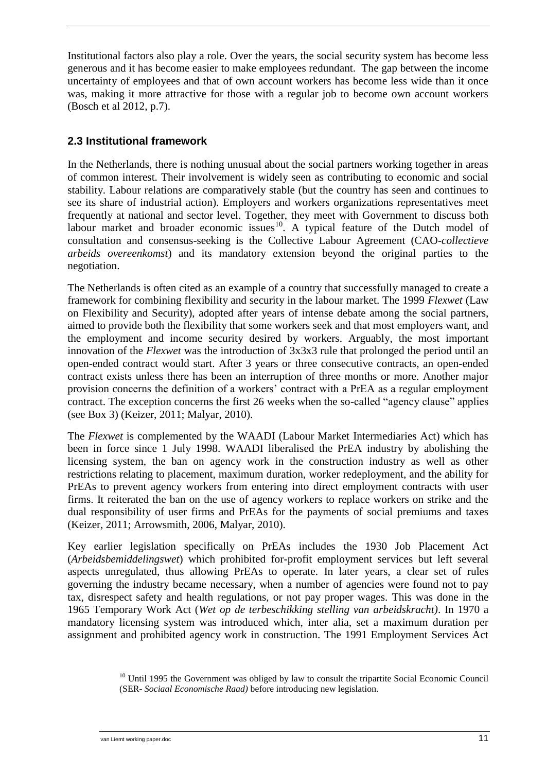Institutional factors also play a role. Over the years, the social security system has become less generous and it has become easier to make employees redundant. The gap between the income uncertainty of employees and that of own account workers has become less wide than it once was, making it more attractive for those with a regular job to become own account workers (Bosch et al 2012, p.7).

### 2.3 Institutional framework

In the Netherlands, there is nothing unusual about the social partners working together in areas of common interest. Their involvement is widely seen as contributing to economic and social stability. Labour relations are comparatively stable (but the country has seen and continues to see its share of industrial action). Employers and workers organizations representatives meet frequently at national and sector level. Together, they meet with Government to discuss both labour market and broader economic issues[10]. A typical feature of the Dutch model of consultation and consensus-seeking is the Collective Labour Agreement (CAO-*collectieve arbeids overeenkomst*) and its mandatory extension beyond the original parties to the negotiation.

The Netherlands is often cited as an example of a country that successfully managed to create a framework for combining flexibility and security in the labour market. The 1999 *Flexwet* (Law on Flexibility and Security), adopted after years of intense debate among the social partners, aimed to provide both the flexibility that some workers seek and that most employers want, and the employment and income security desired by workers. Arguably, the most important innovation of the *Flexwet* was the introduction of 3x3x3 rule that prolonged the period until an open-ended contract would start. After 3 years or three consecutive contracts, an open-ended contract exists unless there has been an interruption of three months or more. Another major provision concerns the definition of a workers' contract with a PrEA as a regular employment contract. The exception concerns the first 26 weeks when the so-called "agency clause" applies (see Box 3) (Keizer, 2011; Malyar, 2010).

The *Flexwet* is complemented by the WAADI (Labour Market Intermediaries Act) which has been in force since 1 July 1998. WAADI liberalised the PrEA industry by abolishing the licensing system, the ban on agency work in the construction industry as well as other restrictions relating to placement, maximum duration, worker redeployment, and the ability for PrEAs to prevent agency workers from entering into direct employment contracts with user firms. It reiterated the ban on the use of agency workers to replace workers on strike and the dual responsibility of user firms and PrEAs for the payments of social premiums and taxes (Keizer, 2011; Arrowsmith, 2006, Malyar, 2010).

Key earlier legislation specifically on PrEAs includes the 1930 Job Placement Act (*Arbeidsbemiddelingswet*) which prohibited for-profit employment services but left several aspects unregulated, thus allowing PrEAs to operate. In later years, a clear set of rules governing the industry became necessary, when a number of agencies were found not to pay tax, disrespect safety and health regulations, or not pay proper wages. This was done in the 1965 Temporary Work Act (*Wet op de terbeschikking stelling van arbeidskracht)*. In 1970 a mandatory licensing system was introduced which, inter alia, set a maximum duration per assignment and prohibited agency work in construction. The 1991 Employment Services Act

[10] Until 1995 the Government was obliged by law to consult the tripartite Social Economic Council (SER- *Sociaal Economische Raad)* before introducing new legislation.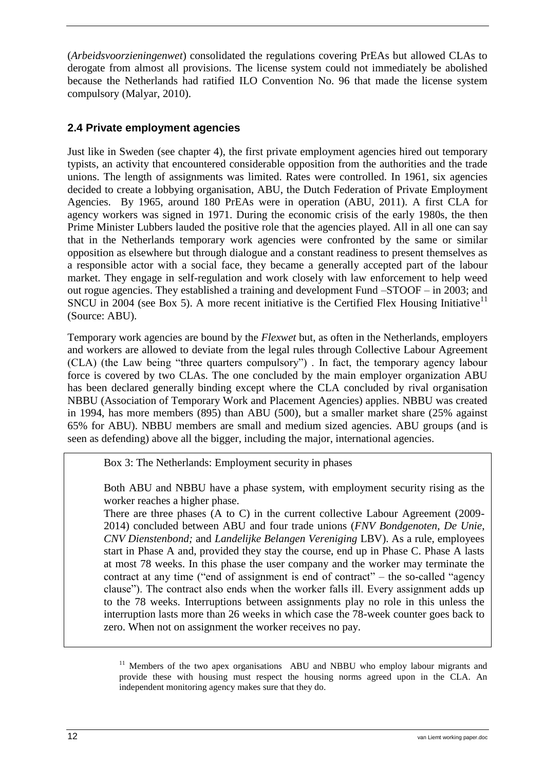(*Arbeidsvoorzieningenwet*) consolidated the regulations covering PrEAs but allowed CLAs to derogate from almost all provisions. The license system could not immediately be abolished because the Netherlands had ratified ILO Convention No. 96 that made the license system compulsory (Malyar, 2010).

## 2.4 Private employment agencies

Just like in Sweden (see chapter 4), the first private employment agencies hired out temporary typists, an activity that encountered considerable opposition from the authorities and the trade unions. The length of assignments was limited. Rates were controlled. In 1961, six agencies decided to create a lobbying organisation, ABU, the Dutch Federation of Private Employment Agencies. By 1965, around 180 PrEAs were in operation (ABU, 2011). A first CLA for agency workers was signed in 1971. During the economic crisis of the early 1980s, the then Prime Minister Lubbers lauded the positive role that the agencies played. All in all one can say that in the Netherlands temporary work agencies were confronted by the same or similar opposition as elsewhere but through dialogue and a constant readiness to present themselves as a responsible actor with a social face, they became a generally accepted part of the labour market. They engage in self-regulation and work closely with law enforcement to help weed out rogue agencies. They established a training and development Fund –STOOF – in 2003; and SNCU in 2004 (see Box 5). A more recent initiative is the Certified Flex Housing Initiative[11] (Source: ABU).

Temporary work agencies are bound by the *Flexwet* but, as often in the Netherlands, employers and workers are allowed to deviate from the legal rules through Collective Labour Agreement (CLA) (the Law being "three quarters compulsory") . In fact, the temporary agency labour force is covered by two CLAs. The one concluded by the main employer organization ABU has been declared generally binding except where the CLA concluded by rival organisation NBBU (Association of Temporary Work and Placement Agencies) applies. NBBU was created in 1994, has more members (895) than ABU (500), but a smaller market share (25% against 65% for ABU). NBBU members are small and medium sized agencies. ABU groups (and is seen as defending) above all the bigger, including the major, international agencies.

> Box 3: The Netherlands: Employment security in phases
>
> Both ABU and NBBU have a phase system, with employment security rising as the worker reaches a higher phase.
>
> There are three phases (A to C) in the current collective Labour Agreement (2009-2014) concluded between ABU and four trade unions (*FNV Bondgenoten*, *De Unie*, *CNV Dienstenbond;* and *Landelijke Belangen Vereniging* LBV). As a rule, employees start in Phase A and, provided they stay the course, end up in Phase C. Phase A lasts at most 78 weeks. In this phase the user company and the worker may terminate the contract at any time ("end of assignment is end of contract" – the so-called "agency clause"). The contract also ends when the worker falls ill. Every assignment adds up to the 78 weeks. Interruptions between assignments play no role in this unless the interruption lasts more than 26 weeks in which case the 78-week counter goes back to zero. When not on assignment the worker receives no pay.

[11] Members of the two apex organisations ABU and NBBU who employ labour migrants and provide these with housing must respect the housing norms agreed upon in the CLA. An independent monitoring agency makes sure that they do.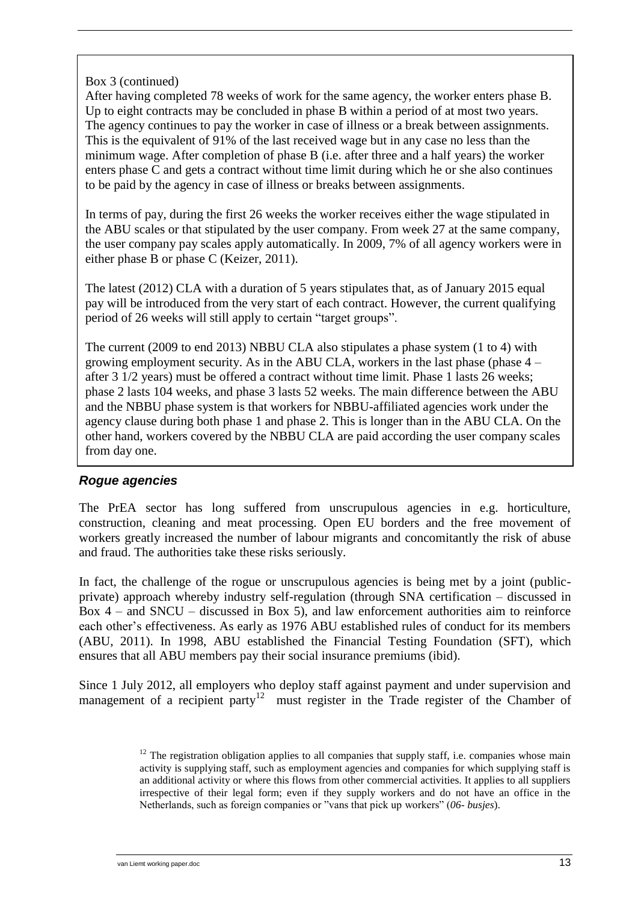Box 3 (continued)

After having completed 78 weeks of work for the same agency, the worker enters phase B. Up to eight contracts may be concluded in phase B within a period of at most two years. The agency continues to pay the worker in case of illness or a break between assignments. This is the equivalent of 91% of the last received wage but in any case no less than the minimum wage. After completion of phase B (i.e. after three and a half years) the worker enters phase C and gets a contract without time limit during which he or she also continues to be paid by the agency in case of illness or breaks between assignments.

In terms of pay, during the first 26 weeks the worker receives either the wage stipulated in the ABU scales or that stipulated by the user company. From week 27 at the same company, the user company pay scales apply automatically. In 2009, 7% of all agency workers were in either phase B or phase C (Keizer, 2011).

The latest (2012) CLA with a duration of 5 years stipulates that, as of January 2015 equal pay will be introduced from the very start of each contract. However, the current qualifying period of 26 weeks will still apply to certain "target groups".

The current (2009 to end 2013) NBBU CLA also stipulates a phase system (1 to 4) with growing employment security. As in the ABU CLA, workers in the last phase (phase 4 – after 3 1/2 years) must be offered a contract without time limit. Phase 1 lasts 26 weeks; phase 2 lasts 104 weeks, and phase 3 lasts 52 weeks. The main difference between the ABU and the NBBU phase system is that workers for NBBU-affiliated agencies work under the agency clause during both phase 1 and phase 2. This is longer than in the ABU CLA. On the other hand, workers covered by the NBBU CLA are paid according the user company scales from day one.

### *Rogue agencies*

The PrEA sector has long suffered from unscrupulous agencies in e.g. horticulture, construction, cleaning and meat processing. Open EU borders and the free movement of workers greatly increased the number of labour migrants and concomitantly the risk of abuse and fraud. The authorities take these risks seriously.

In fact, the challenge of the rogue or unscrupulous agencies is being met by a joint (public-private) approach whereby industry self-regulation (through SNA certification – discussed in Box 4 – and SNCU – discussed in Box 5), and law enforcement authorities aim to reinforce each other's effectiveness. As early as 1976 ABU established rules of conduct for its members (ABU, 2011). In 1998, ABU established the Financial Testing Foundation (SFT), which ensures that all ABU members pay their social insurance premiums (ibid).

Since 1 July 2012, all employers who deploy staff against payment and under supervision and management of a recipient party[12] must register in the Trade register of the Chamber of

[12] The registration obligation applies to all companies that supply staff, i.e. companies whose main activity is supplying staff, such as employment agencies and companies for which supplying staff is an additional activity or where this flows from other commercial activities. It applies to all suppliers irrespective of their legal form; even if they supply workers and do not have an office in the Netherlands, such as foreign companies or "vans that pick up workers" (*06- busjes*).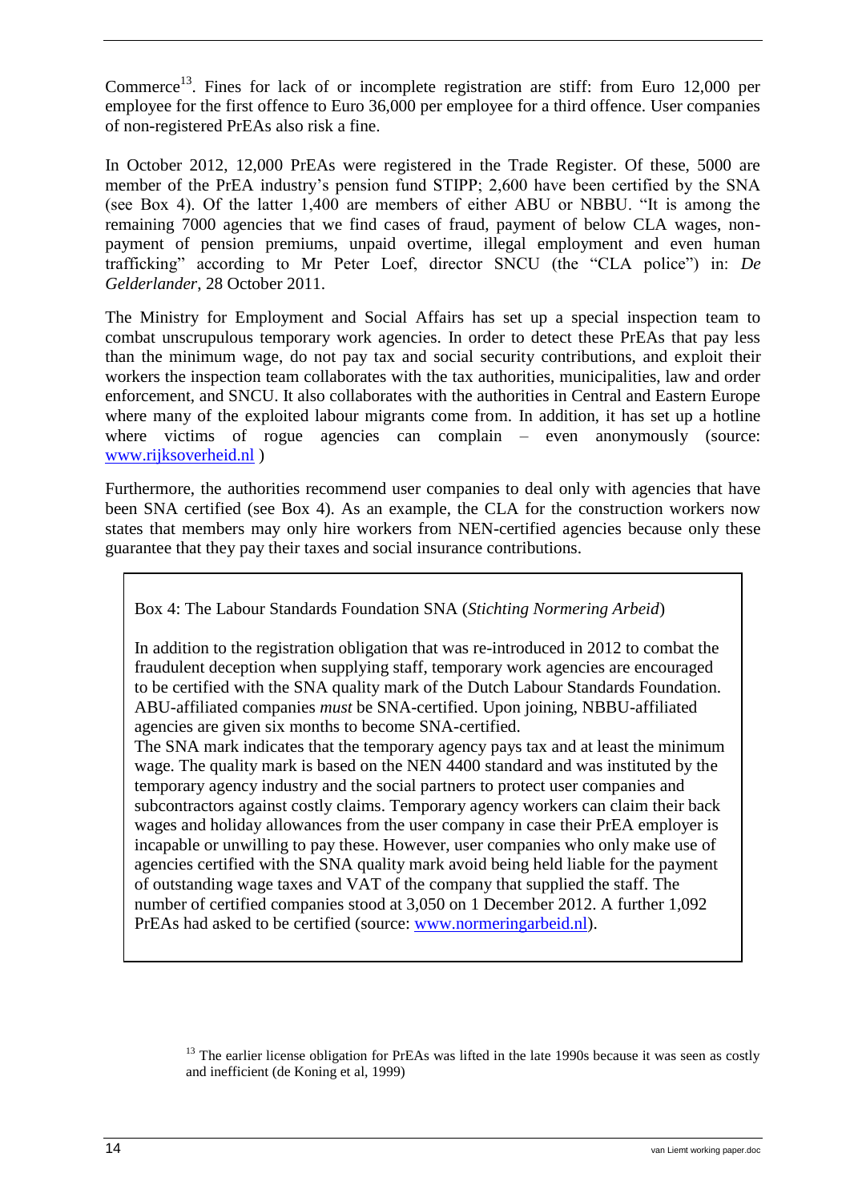Commerce[13]. Fines for lack of or incomplete registration are stiff: from Euro 12,000 per employee for the first offence to Euro 36,000 per employee for a third offence. User companies of non-registered PrEAs also risk a fine.

In October 2012, 12,000 PrEAs were registered in the Trade Register. Of these, 5000 are member of the PrEA industry's pension fund STIPP; 2,600 have been certified by the SNA (see Box 4). Of the latter 1,400 are members of either ABU or NBBU. "It is among the remaining 7000 agencies that we find cases of fraud, payment of below CLA wages, non-payment of pension premiums, unpaid overtime, illegal employment and even human trafficking" according to Mr Peter Loef, director SNCU (the "CLA police") in: *De Gelderlander*, 28 October 2011.

The Ministry for Employment and Social Affairs has set up a special inspection team to combat unscrupulous temporary work agencies. In order to detect these PrEAs that pay less than the minimum wage, do not pay tax and social security contributions, and exploit their workers the inspection team collaborates with the tax authorities, municipalities, law and order enforcement, and SNCU. It also collaborates with the authorities in Central and Eastern Europe where many of the exploited labour migrants come from. In addition, it has set up a hotline where victims of rogue agencies can complain – even anonymously (source: www.rijksoverheid.nl )

Furthermore, the authorities recommend user companies to deal only with agencies that have been SNA certified (see Box 4). As an example, the CLA for the construction workers now states that members may only hire workers from NEN-certified agencies because only these guarantee that they pay their taxes and social insurance contributions.

> Box 4: The Labour Standards Foundation SNA (*Stichting Normering Arbeid*)
>
> In addition to the registration obligation that was re-introduced in 2012 to combat the fraudulent deception when supplying staff, temporary work agencies are encouraged to be certified with the SNA quality mark of the Dutch Labour Standards Foundation. ABU-affiliated companies *must* be SNA-certified. Upon joining, NBBU-affiliated agencies are given six months to become SNA-certified.
> The SNA mark indicates that the temporary agency pays tax and at least the minimum wage. The quality mark is based on the NEN 4400 standard and was instituted by the temporary agency industry and the social partners to protect user companies and subcontractors against costly claims. Temporary agency workers can claim their back wages and holiday allowances from the user company in case their PrEA employer is incapable or unwilling to pay these. However, user companies who only make use of agencies certified with the SNA quality mark avoid being held liable for the payment of outstanding wage taxes and VAT of the company that supplied the staff. The number of certified companies stood at 3,050 on 1 December 2012. A further 1,092 PrEAs had asked to be certified (source: www.normeringarbeid.nl).

[13] The earlier license obligation for PrEAs was lifted in the late 1990s because it was seen as costly and inefficient (de Koning et al, 1999)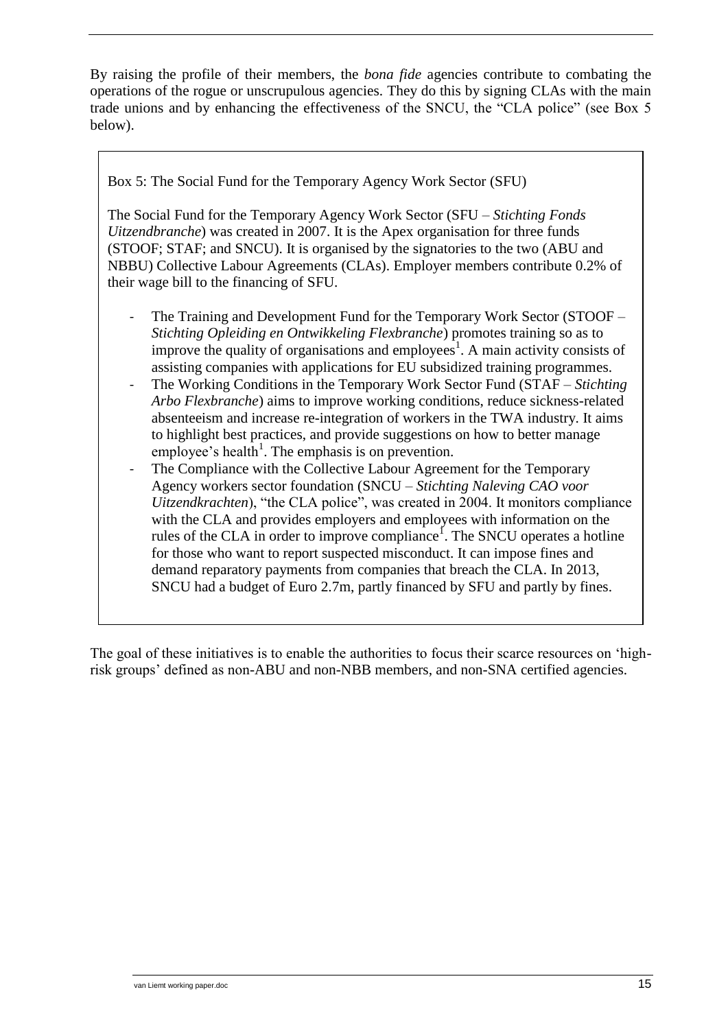By raising the profile of their members, the *bona fide* agencies contribute to combating the operations of the rogue or unscrupulous agencies. They do this by signing CLAs with the main trade unions and by enhancing the effectiveness of the SNCU, the "CLA police" (see Box 5 below).

> Box 5: The Social Fund for the Temporary Agency Work Sector (SFU)
>
> The Social Fund for the Temporary Agency Work Sector (SFU – *Stichting Fonds Uitzendbranche*) was created in 2007. It is the Apex organisation for three funds (STOOF; STAF; and SNCU). It is organised by the signatories to the two (ABU and NBBU) Collective Labour Agreements (CLAs). Employer members contribute 0.2% of their wage bill to the financing of SFU.
>
> - The Training and Development Fund for the Temporary Work Sector (STOOF – *Stichting Opleiding en Ontwikkeling Flexbranche*) promotes training so as to improve the quality of organisations and employees[1]. A main activity consists of assisting companies with applications for EU subsidized training programmes.
> - The Working Conditions in the Temporary Work Sector Fund (STAF – *Stichting Arbo Flexbranche*) aims to improve working conditions, reduce sickness-related absenteeism and increase re-integration of workers in the TWA industry. It aims to highlight best practices, and provide suggestions on how to better manage employee's health[1]. The emphasis is on prevention.
> - The Compliance with the Collective Labour Agreement for the Temporary Agency workers sector foundation (SNCU – *Stichting Naleving CAO voor Uitzendkrachten*), "the CLA police", was created in 2004. It monitors compliance with the CLA and provides employers and employees with information on the rules of the CLA in order to improve compliance[1]. The SNCU operates a hotline for those who want to report suspected misconduct. It can impose fines and demand reparatory payments from companies that breach the CLA. In 2013, SNCU had a budget of Euro 2.7m, partly financed by SFU and partly by fines.

The goal of these initiatives is to enable the authorities to focus their scarce resources on 'high-risk groups' defined as non-ABU and non-NBB members, and non-SNA certified agencies.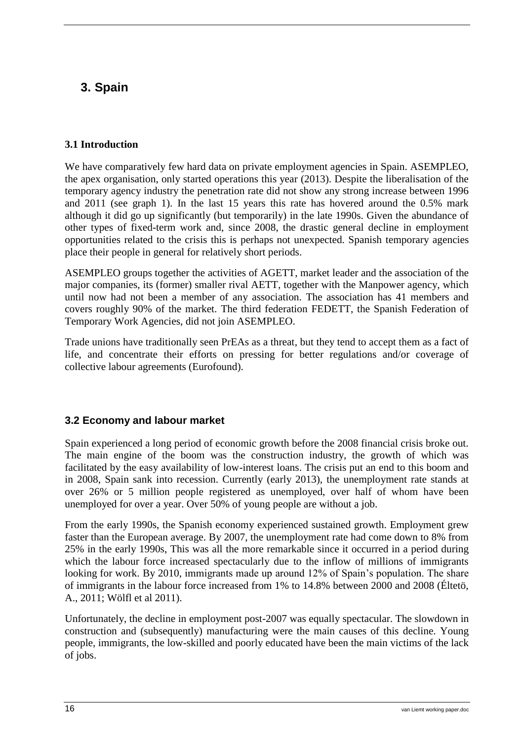## 3. Spain

### 3.1 Introduction

We have comparatively few hard data on private employment agencies in Spain. ASEMPLEO, the apex organisation, only started operations this year (2013). Despite the liberalisation of the temporary agency industry the penetration rate did not show any strong increase between 1996 and 2011 (see graph 1). In the last 15 years this rate has hovered around the 0.5% mark although it did go up significantly (but temporarily) in the late 1990s. Given the abundance of other types of fixed-term work and, since 2008, the drastic general decline in employment opportunities related to the crisis this is perhaps not unexpected. Spanish temporary agencies place their people in general for relatively short periods.

ASEMPLEO groups together the activities of AGETT, market leader and the association of the major companies, its (former) smaller rival AETT, together with the Manpower agency, which until now had not been a member of any association. The association has 41 members and covers roughly 90% of the market. The third federation FEDETT, the Spanish Federation of Temporary Work Agencies, did not join ASEMPLEO.

Trade unions have traditionally seen PrEAs as a threat, but they tend to accept them as a fact of life, and concentrate their efforts on pressing for better regulations and/or coverage of collective labour agreements (Eurofound).

### 3.2 Economy and labour market

Spain experienced a long period of economic growth before the 2008 financial crisis broke out. The main engine of the boom was the construction industry, the growth of which was facilitated by the easy availability of low-interest loans. The crisis put an end to this boom and in 2008, Spain sank into recession. Currently (early 2013), the unemployment rate stands at over 26% or 5 million people registered as unemployed, over half of whom have been unemployed for over a year. Over 50% of young people are without a job.

From the early 1990s, the Spanish economy experienced sustained growth. Employment grew faster than the European average. By 2007, the unemployment rate had come down to 8% from 25% in the early 1990s, This was all the more remarkable since it occurred in a period during which the labour force increased spectacularly due to the inflow of millions of immigrants looking for work. By 2010, immigrants made up around 12% of Spain's population. The share of immigrants in the labour force increased from 1% to 14.8% between 2000 and 2008 (Éltetö, A., 2011; Wölfl et al 2011).

Unfortunately, the decline in employment post-2007 was equally spectacular. The slowdown in construction and (subsequently) manufacturing were the main causes of this decline. Young people, immigrants, the low-skilled and poorly educated have been the main victims of the lack of jobs.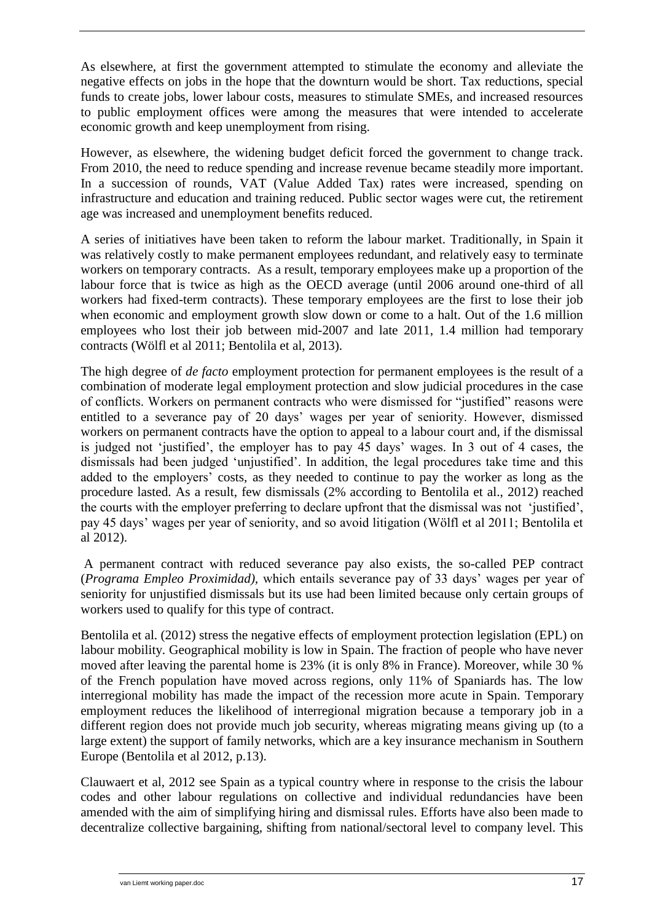As elsewhere, at first the government attempted to stimulate the economy and alleviate the negative effects on jobs in the hope that the downturn would be short. Tax reductions, special funds to create jobs, lower labour costs, measures to stimulate SMEs, and increased resources to public employment offices were among the measures that were intended to accelerate economic growth and keep unemployment from rising.

However, as elsewhere, the widening budget deficit forced the government to change track. From 2010, the need to reduce spending and increase revenue became steadily more important. In a succession of rounds, VAT (Value Added Tax) rates were increased, spending on infrastructure and education and training reduced. Public sector wages were cut, the retirement age was increased and unemployment benefits reduced.

A series of initiatives have been taken to reform the labour market. Traditionally, in Spain it was relatively costly to make permanent employees redundant, and relatively easy to terminate workers on temporary contracts. As a result, temporary employees make up a proportion of the labour force that is twice as high as the OECD average (until 2006 around one-third of all workers had fixed-term contracts). These temporary employees are the first to lose their job when economic and employment growth slow down or come to a halt. Out of the 1.6 million employees who lost their job between mid-2007 and late 2011, 1.4 million had temporary contracts (Wölfl et al 2011; Bentolila et al, 2013).

The high degree of *de facto* employment protection for permanent employees is the result of a combination of moderate legal employment protection and slow judicial procedures in the case of conflicts. Workers on permanent contracts who were dismissed for "justified" reasons were entitled to a severance pay of 20 days' wages per year of seniority. However, dismissed workers on permanent contracts have the option to appeal to a labour court and, if the dismissal is judged not 'justified', the employer has to pay 45 days' wages. In 3 out of 4 cases, the dismissals had been judged 'unjustified'. In addition, the legal procedures take time and this added to the employers' costs, as they needed to continue to pay the worker as long as the procedure lasted. As a result, few dismissals (2% according to Bentolila et al., 2012) reached the courts with the employer preferring to declare upfront that the dismissal was not 'justified', pay 45 days' wages per year of seniority, and so avoid litigation (Wölfl et al 2011; Bentolila et al 2012).

A permanent contract with reduced severance pay also exists, the so-called PEP contract (*Programa Empleo Proximidad),* which entails severance pay of 33 days' wages per year of seniority for unjustified dismissals but its use had been limited because only certain groups of workers used to qualify for this type of contract.

Bentolila et al. (2012) stress the negative effects of employment protection legislation (EPL) on labour mobility. Geographical mobility is low in Spain. The fraction of people who have never moved after leaving the parental home is 23% (it is only 8% in France). Moreover, while 30 % of the French population have moved across regions, only 11% of Spaniards has. The low interregional mobility has made the impact of the recession more acute in Spain. Temporary employment reduces the likelihood of interregional migration because a temporary job in a different region does not provide much job security, whereas migrating means giving up (to a large extent) the support of family networks, which are a key insurance mechanism in Southern Europe (Bentolila et al 2012, p.13).

Clauwaert et al, 2012 see Spain as a typical country where in response to the crisis the labour codes and other labour regulations on collective and individual redundancies have been amended with the aim of simplifying hiring and dismissal rules. Efforts have also been made to decentralize collective bargaining, shifting from national/sectoral level to company level. This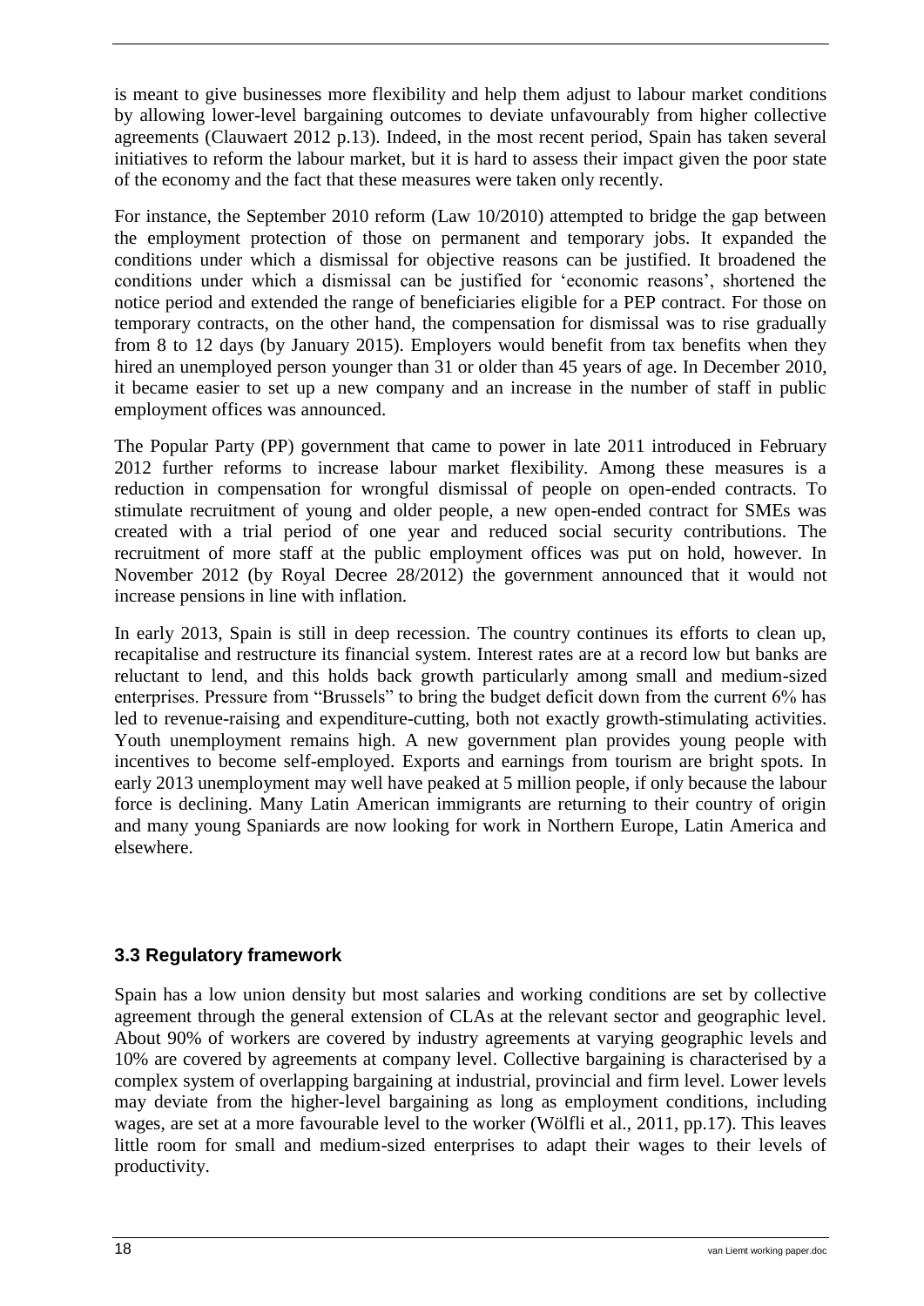is meant to give businesses more flexibility and help them adjust to labour market conditions by allowing lower-level bargaining outcomes to deviate unfavourably from higher collective agreements (Clauwaert 2012 p.13). Indeed, in the most recent period, Spain has taken several initiatives to reform the labour market, but it is hard to assess their impact given the poor state of the economy and the fact that these measures were taken only recently.

For instance, the September 2010 reform (Law 10/2010) attempted to bridge the gap between the employment protection of those on permanent and temporary jobs. It expanded the conditions under which a dismissal for objective reasons can be justified. It broadened the conditions under which a dismissal can be justified for 'economic reasons', shortened the notice period and extended the range of beneficiaries eligible for a PEP contract. For those on temporary contracts, on the other hand, the compensation for dismissal was to rise gradually from 8 to 12 days (by January 2015). Employers would benefit from tax benefits when they hired an unemployed person younger than 31 or older than 45 years of age. In December 2010, it became easier to set up a new company and an increase in the number of staff in public employment offices was announced.

The Popular Party (PP) government that came to power in late 2011 introduced in February 2012 further reforms to increase labour market flexibility. Among these measures is a reduction in compensation for wrongful dismissal of people on open-ended contracts. To stimulate recruitment of young and older people, a new open-ended contract for SMEs was created with a trial period of one year and reduced social security contributions. The recruitment of more staff at the public employment offices was put on hold, however. In November 2012 (by Royal Decree 28/2012) the government announced that it would not increase pensions in line with inflation.

In early 2013, Spain is still in deep recession. The country continues its efforts to clean up, recapitalise and restructure its financial system. Interest rates are at a record low but banks are reluctant to lend, and this holds back growth particularly among small and medium-sized enterprises. Pressure from "Brussels" to bring the budget deficit down from the current 6% has led to revenue-raising and expenditure-cutting, both not exactly growth-stimulating activities. Youth unemployment remains high. A new government plan provides young people with incentives to become self-employed. Exports and earnings from tourism are bright spots. In early 2013 unemployment may well have peaked at 5 million people, if only because the labour force is declining. Many Latin American immigrants are returning to their country of origin and many young Spaniards are now looking for work in Northern Europe, Latin America and elsewhere.

### 3.3 Regulatory framework

Spain has a low union density but most salaries and working conditions are set by collective agreement through the general extension of CLAs at the relevant sector and geographic level. About 90% of workers are covered by industry agreements at varying geographic levels and 10% are covered by agreements at company level. Collective bargaining is characterised by a complex system of overlapping bargaining at industrial, provincial and firm level. Lower levels may deviate from the higher-level bargaining as long as employment conditions, including wages, are set at a more favourable level to the worker (Wölfli et al., 2011, pp.17). This leaves little room for small and medium-sized enterprises to adapt their wages to their levels of productivity.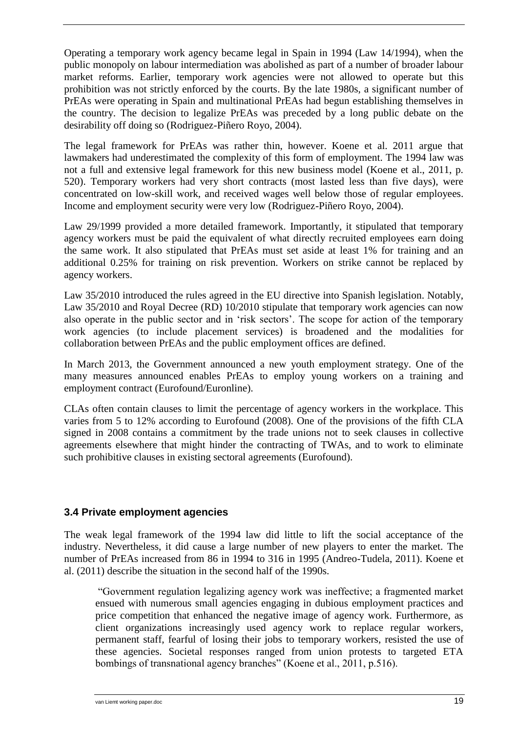Operating a temporary work agency became legal in Spain in 1994 (Law 14/1994), when the public monopoly on labour intermediation was abolished as part of a number of broader labour market reforms. Earlier, temporary work agencies were not allowed to operate but this prohibition was not strictly enforced by the courts. By the late 1980s, a significant number of PrEAs were operating in Spain and multinational PrEAs had begun establishing themselves in the country. The decision to legalize PrEAs was preceded by a long public debate on the desirability off doing so (Rodriguez-Piñero Royo, 2004).

The legal framework for PrEAs was rather thin, however. Koene et al. 2011 argue that lawmakers had underestimated the complexity of this form of employment. The 1994 law was not a full and extensive legal framework for this new business model (Koene et al., 2011, p. 520). Temporary workers had very short contracts (most lasted less than five days), were concentrated on low-skill work, and received wages well below those of regular employees. Income and employment security were very low (Rodriguez-Piñero Royo, 2004).

Law 29/1999 provided a more detailed framework. Importantly, it stipulated that temporary agency workers must be paid the equivalent of what directly recruited employees earn doing the same work. It also stipulated that PrEAs must set aside at least 1% for training and an additional 0.25% for training on risk prevention. Workers on strike cannot be replaced by agency workers.

Law 35/2010 introduced the rules agreed in the EU directive into Spanish legislation. Notably, Law 35/2010 and Royal Decree (RD) 10/2010 stipulate that temporary work agencies can now also operate in the public sector and in 'risk sectors'. The scope for action of the temporary work agencies (to include placement services) is broadened and the modalities for collaboration between PrEAs and the public employment offices are defined.

In March 2013, the Government announced a new youth employment strategy. One of the many measures announced enables PrEAs to employ young workers on a training and employment contract (Eurofound/Euronline).

CLAs often contain clauses to limit the percentage of agency workers in the workplace. This varies from 5 to 12% according to Eurofound (2008). One of the provisions of the fifth CLA signed in 2008 contains a commitment by the trade unions not to seek clauses in collective agreements elsewhere that might hinder the contracting of TWAs, and to work to eliminate such prohibitive clauses in existing sectoral agreements (Eurofound).

### 3.4 Private employment agencies

The weak legal framework of the 1994 law did little to lift the social acceptance of the industry. Nevertheless, it did cause a large number of new players to enter the market. The number of PrEAs increased from 86 in 1994 to 316 in 1995 (Andreo-Tudela, 2011). Koene et al. (2011) describe the situation in the second half of the 1990s.

> "Government regulation legalizing agency work was ineffective; a fragmented market ensued with numerous small agencies engaging in dubious employment practices and price competition that enhanced the negative image of agency work. Furthermore, as client organizations increasingly used agency work to replace regular workers, permanent staff, fearful of losing their jobs to temporary workers, resisted the use of these agencies. Societal responses ranged from union protests to targeted ETA bombings of transnational agency branches" (Koene et al., 2011, p.516).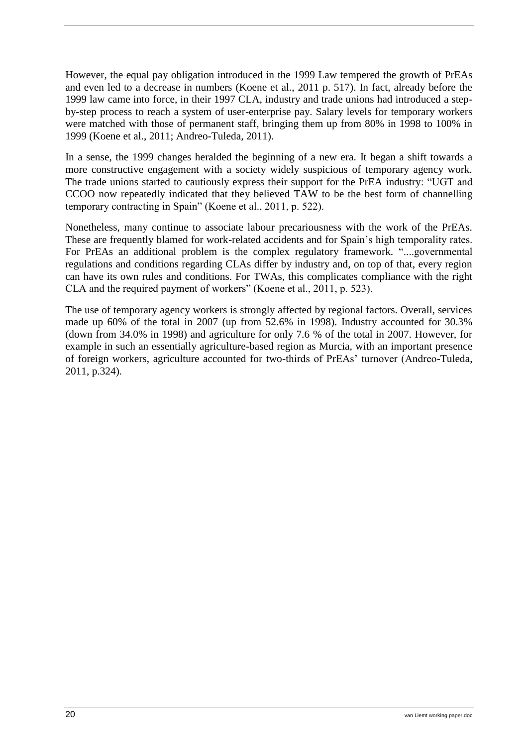However, the equal pay obligation introduced in the 1999 Law tempered the growth of PrEAs and even led to a decrease in numbers (Koene et al., 2011 p. 517). In fact, already before the 1999 law came into force, in their 1997 CLA, industry and trade unions had introduced a step-by-step process to reach a system of user-enterprise pay. Salary levels for temporary workers were matched with those of permanent staff, bringing them up from 80% in 1998 to 100% in 1999 (Koene et al., 2011; Andreo-Tuleda, 2011).

In a sense, the 1999 changes heralded the beginning of a new era. It began a shift towards a more constructive engagement with a society widely suspicious of temporary agency work. The trade unions started to cautiously express their support for the PrEA industry: "UGT and CCOO now repeatedly indicated that they believed TAW to be the best form of channelling temporary contracting in Spain" (Koene et al., 2011, p. 522).

Nonetheless, many continue to associate labour precariousness with the work of the PrEAs. These are frequently blamed for work-related accidents and for Spain's high temporality rates. For PrEAs an additional problem is the complex regulatory framework. "....governmental regulations and conditions regarding CLAs differ by industry and, on top of that, every region can have its own rules and conditions. For TWAs, this complicates compliance with the right CLA and the required payment of workers" (Koene et al., 2011, p. 523).

The use of temporary agency workers is strongly affected by regional factors. Overall, services made up 60% of the total in 2007 (up from 52.6% in 1998). Industry accounted for 30.3% (down from 34.0% in 1998) and agriculture for only 7.6 % of the total in 2007. However, for example in such an essentially agriculture-based region as Murcia, with an important presence of foreign workers, agriculture accounted for two-thirds of PrEAs' turnover (Andreo-Tuleda, 2011, p.324).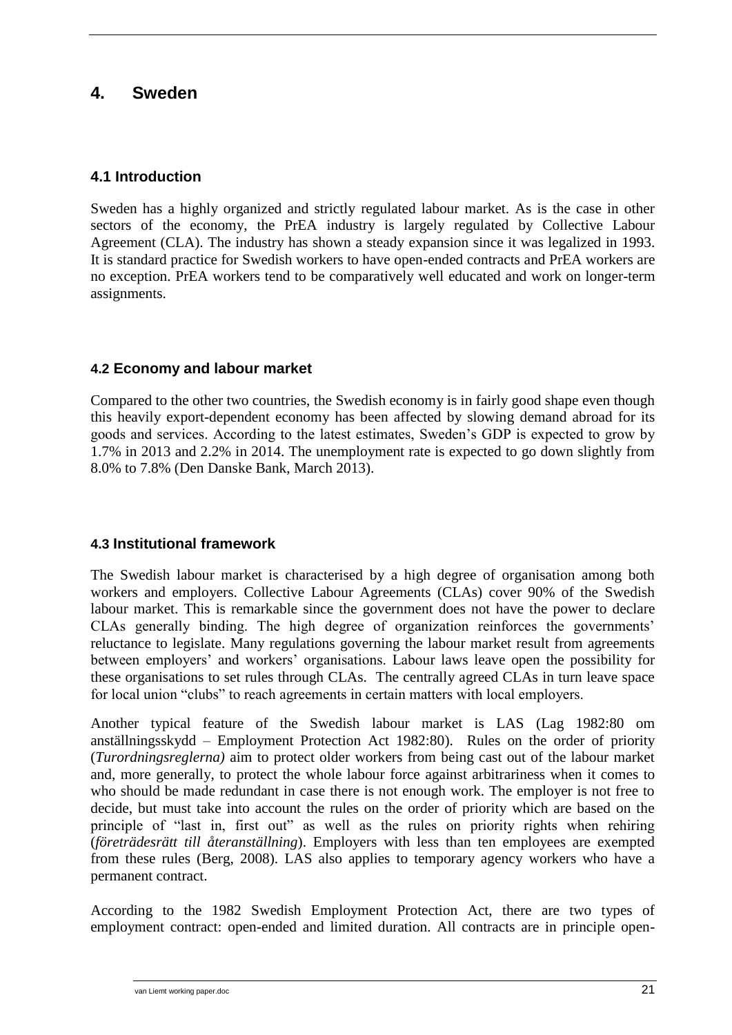## 4. Sweden

### 4.1 Introduction

Sweden has a highly organized and strictly regulated labour market. As is the case in other sectors of the economy, the PrEA industry is largely regulated by Collective Labour Agreement (CLA). The industry has shown a steady expansion since it was legalized in 1993. It is standard practice for Swedish workers to have open-ended contracts and PrEA workers are no exception. PrEA workers tend to be comparatively well educated and work on longer-term assignments.

### 4.2 Economy and labour market

Compared to the other two countries, the Swedish economy is in fairly good shape even though this heavily export-dependent economy has been affected by slowing demand abroad for its goods and services. According to the latest estimates, Sweden's GDP is expected to grow by 1.7% in 2013 and 2.2% in 2014. The unemployment rate is expected to go down slightly from 8.0% to 7.8% (Den Danske Bank, March 2013).

### 4.3 Institutional framework

The Swedish labour market is characterised by a high degree of organisation among both workers and employers. Collective Labour Agreements (CLAs) cover 90% of the Swedish labour market. This is remarkable since the government does not have the power to declare CLAs generally binding. The high degree of organization reinforces the governments' reluctance to legislate. Many regulations governing the labour market result from agreements between employers' and workers' organisations. Labour laws leave open the possibility for these organisations to set rules through CLAs. The centrally agreed CLAs in turn leave space for local union "clubs" to reach agreements in certain matters with local employers.

Another typical feature of the Swedish labour market is LAS (Lag 1982:80 om anställningsskydd – Employment Protection Act 1982:80). Rules on the order of priority (*Turordningsreglerna)* aim to protect older workers from being cast out of the labour market and, more generally, to protect the whole labour force against arbitrariness when it comes to who should be made redundant in case there is not enough work. The employer is not free to decide, but must take into account the rules on the order of priority which are based on the principle of "last in, first out" as well as the rules on priority rights when rehiring (*företrädesrätt till återanställning*). Employers with less than ten employees are exempted from these rules (Berg, 2008). LAS also applies to temporary agency workers who have a permanent contract.

According to the 1982 Swedish Employment Protection Act, there are two types of employment contract: open-ended and limited duration. All contracts are in principle open-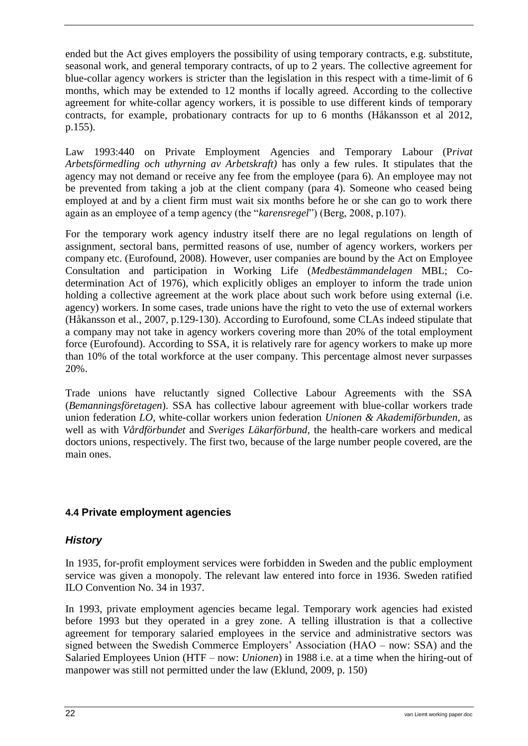ended but the Act gives employers the possibility of using temporary contracts, e.g. substitute, seasonal work, and general temporary contracts, of up to 2 years. The collective agreement for blue-collar agency workers is stricter than the legislation in this respect with a time-limit of 6 months, which may be extended to 12 months if locally agreed. According to the collective agreement for white-collar agency workers, it is possible to use different kinds of temporary contracts, for example, probationary contracts for up to 6 months (Håkansson et al 2012, p.155).

Law 1993:440 on Private Employment Agencies and Temporary Labour (P*rivat Arbetsförmedling och uthyrning av Arbetskraft)* has only a few rules. It stipulates that the agency may not demand or receive any fee from the employee (para 6). An employee may not be prevented from taking a job at the client company (para 4). Someone who ceased being employed at and by a client firm must wait six months before he or she can go to work there again as an employee of a temp agency (the "*karensregel*") (Berg, 2008, p.107).

For the temporary work agency industry itself there are no legal regulations on length of assignment, sectoral bans, permitted reasons of use, number of agency workers, workers per company etc. (Eurofound, 2008). However, user companies are bound by the Act on Employee Consultation and participation in Working Life (*Medbestämmandelagen* MBL; Co-determination Act of 1976), which explicitly obliges an employer to inform the trade union holding a collective agreement at the work place about such work before using external (i.e. agency) workers. In some cases, trade unions have the right to veto the use of external workers (Håkansson et al., 2007, p.129-130). According to Eurofound, some CLAs indeed stipulate that a company may not take in agency workers covering more than 20% of the total employment force (Eurofound). According to SSA, it is relatively rare for agency workers to make up more than 10% of the total workforce at the user company. This percentage almost never surpasses 20%.

Trade unions have reluctantly signed Collective Labour Agreements with the SSA (*Bemanningsföretagen*). SSA has collective labour agreement with blue-collar workers trade union federation *LO*, white-collar workers union federation *Unionen & Akademiförbunden*, as well as with *Vårdförbundet* and *Sveriges Läkarförbund*, the health-care workers and medical doctors unions, respectively. The first two, because of the large number people covered, are the main ones.

### 4.4 Private employment agencies

#### *History*

In 1935, for-profit employment services were forbidden in Sweden and the public employment service was given a monopoly. The relevant law entered into force in 1936. Sweden ratified ILO Convention No. 34 in 1937.

In 1993, private employment agencies became legal. Temporary work agencies had existed before 1993 but they operated in a grey zone. A telling illustration is that a collective agreement for temporary salaried employees in the service and administrative sectors was signed between the Swedish Commerce Employers' Association (HAO – now: SSA) and the Salaried Employees Union (HTF – now: *Unionen*) in 1988 i.e. at a time when the hiring-out of manpower was still not permitted under the law (Eklund, 2009, p. 150)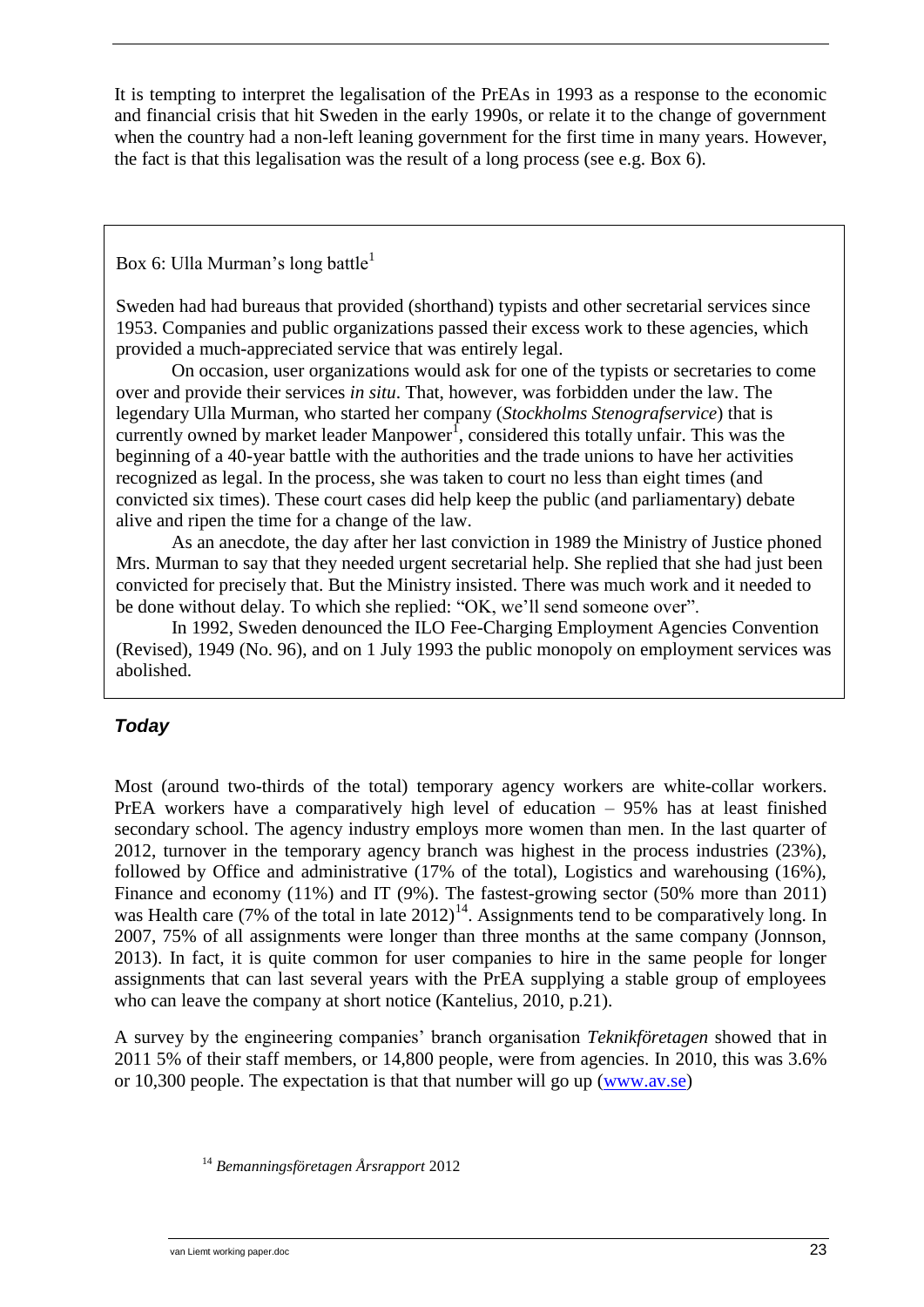It is tempting to interpret the legalisation of the PrEAs in 1993 as a response to the economic and financial crisis that hit Sweden in the early 1990s, or relate it to the change of government when the country had a non-left leaning government for the first time in many years. However, the fact is that this legalisation was the result of a long process (see e.g. Box 6).

> Box 6: Ulla Murman's long battle[1]
>
> Sweden had had bureaus that provided (shorthand) typists and other secretarial services since 1953. Companies and public organizations passed their excess work to these agencies, which provided a much-appreciated service that was entirely legal.
>
> On occasion, user organizations would ask for one of the typists or secretaries to come over and provide their services *in situ*. That, however, was forbidden under the law. The legendary Ulla Murman, who started her company (*Stockholms Stenografservice*) that is currently owned by market leader Manpower[1], considered this totally unfair. This was the beginning of a 40-year battle with the authorities and the trade unions to have her activities recognized as legal. In the process, she was taken to court no less than eight times (and convicted six times). These court cases did help keep the public (and parliamentary) debate alive and ripen the time for a change of the law.
>
> As an anecdote, the day after her last conviction in 1989 the Ministry of Justice phoned Mrs. Murman to say that they needed urgent secretarial help. She replied that she had just been convicted for precisely that. But the Ministry insisted. There was much work and it needed to be done without delay. To which she replied: "OK, we'll send someone over".
>
> In 1992, Sweden denounced the ILO Fee-Charging Employment Agencies Convention (Revised), 1949 (No. 96), and on 1 July 1993 the public monopoly on employment services was abolished.

### *Today*

Most (around two-thirds of the total) temporary agency workers are white-collar workers. PrEA workers have a comparatively high level of education – 95% has at least finished secondary school. The agency industry employs more women than men. In the last quarter of 2012, turnover in the temporary agency branch was highest in the process industries (23%), followed by Office and administrative (17% of the total), Logistics and warehousing (16%), Finance and economy (11%) and IT (9%). The fastest-growing sector (50% more than 2011) was Health care (7% of the total in late 2012)[14]. Assignments tend to be comparatively long. In 2007, 75% of all assignments were longer than three months at the same company (Jonnson, 2013). In fact, it is quite common for user companies to hire in the same people for longer assignments that can last several years with the PrEA supplying a stable group of employees who can leave the company at short notice (Kantelius, 2010, p.21).

A survey by the engineering companies' branch organisation *Teknikföretagen* showed that in 2011 5% of their staff members, or 14,800 people, were from agencies. In 2010, this was 3.6% or 10,300 people. The expectation is that that number will go up (www.av.se)

[14] *Bemanningsföretagen Årsrapport* 2012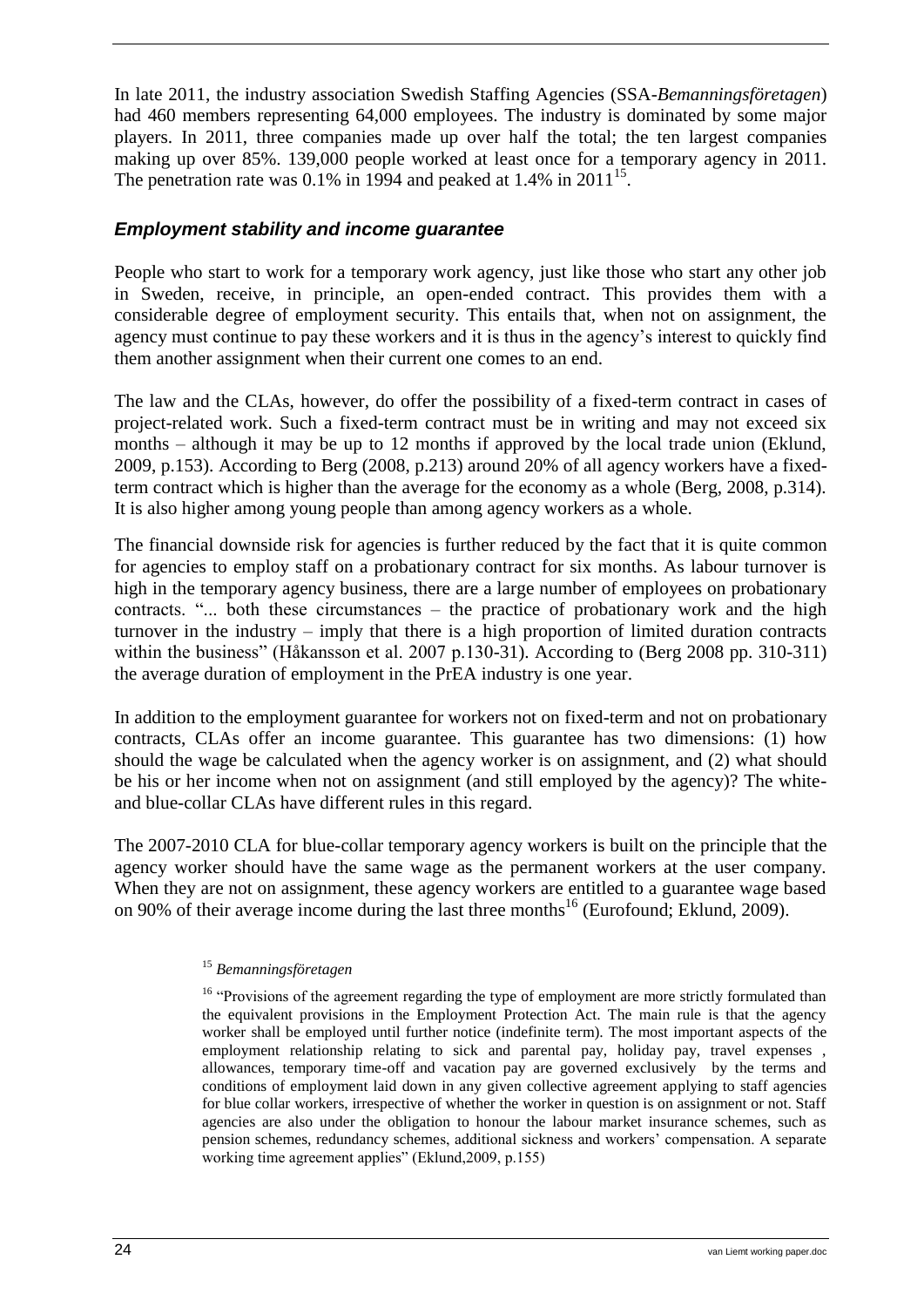In late 2011, the industry association Swedish Staffing Agencies (SSA-*Bemanningsföretagen*) had 460 members representing 64,000 employees. The industry is dominated by some major players. In 2011, three companies made up over half the total; the ten largest companies making up over 85%. 139,000 people worked at least once for a temporary agency in 2011. The penetration rate was 0.1% in 1994 and peaked at 1.4% in 2011[15].

### *Employment stability and income guarantee*

People who start to work for a temporary work agency, just like those who start any other job in Sweden, receive, in principle, an open-ended contract. This provides them with a considerable degree of employment security. This entails that, when not on assignment, the agency must continue to pay these workers and it is thus in the agency's interest to quickly find them another assignment when their current one comes to an end.

The law and the CLAs, however, do offer the possibility of a fixed-term contract in cases of project-related work. Such a fixed-term contract must be in writing and may not exceed six months – although it may be up to 12 months if approved by the local trade union (Eklund, 2009, p.153). According to Berg (2008, p.213) around 20% of all agency workers have a fixed-term contract which is higher than the average for the economy as a whole (Berg, 2008, p.314). It is also higher among young people than among agency workers as a whole.

The financial downside risk for agencies is further reduced by the fact that it is quite common for agencies to employ staff on a probationary contract for six months. As labour turnover is high in the temporary agency business, there are a large number of employees on probationary contracts. "... both these circumstances – the practice of probationary work and the high turnover in the industry – imply that there is a high proportion of limited duration contracts within the business" (Håkansson et al. 2007 p.130-31). According to (Berg 2008 pp. 310-311) the average duration of employment in the PrEA industry is one year.

In addition to the employment guarantee for workers not on fixed-term and not on probationary contracts, CLAs offer an income guarantee. This guarantee has two dimensions: (1) how should the wage be calculated when the agency worker is on assignment, and (2) what should be his or her income when not on assignment (and still employed by the agency)? The white- and blue-collar CLAs have different rules in this regard.

The 2007-2010 CLA for blue-collar temporary agency workers is built on the principle that the agency worker should have the same wage as the permanent workers at the user company. When they are not on assignment, these agency workers are entitled to a guarantee wage based on 90% of their average income during the last three months[16] (Eurofound; Eklund, 2009).

[15] *Bemanningsföretagen*

[16] "Provisions of the agreement regarding the type of employment are more strictly formulated than the equivalent provisions in the Employment Protection Act. The main rule is that the agency worker shall be employed until further notice (indefinite term). The most important aspects of the employment relationship relating to sick and parental pay, holiday pay, travel expenses , allowances, temporary time-off and vacation pay are governed exclusively by the terms and conditions of employment laid down in any given collective agreement applying to staff agencies for blue collar workers, irrespective of whether the worker in question is on assignment or not. Staff agencies are also under the obligation to honour the labour market insurance schemes, such as pension schemes, redundancy schemes, additional sickness and workers' compensation. A separate working time agreement applies" (Eklund,2009, p.155)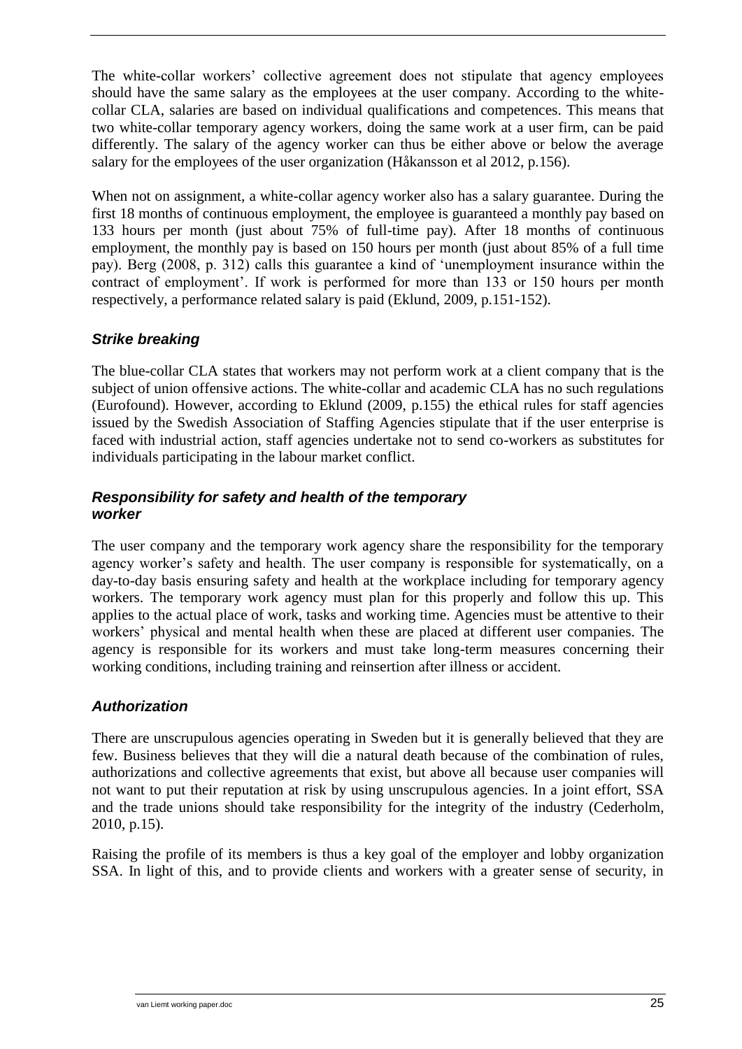The white-collar workers' collective agreement does not stipulate that agency employees should have the same salary as the employees at the user company. According to the white-collar CLA, salaries are based on individual qualifications and competences. This means that two white-collar temporary agency workers, doing the same work at a user firm, can be paid differently. The salary of the agency worker can thus be either above or below the average salary for the employees of the user organization (Håkansson et al 2012, p.156).

When not on assignment, a white-collar agency worker also has a salary guarantee. During the first 18 months of continuous employment, the employee is guaranteed a monthly pay based on 133 hours per month (just about 75% of full-time pay). After 18 months of continuous employment, the monthly pay is based on 150 hours per month (just about 85% of a full time pay). Berg (2008, p. 312) calls this guarantee a kind of 'unemployment insurance within the contract of employment'. If work is performed for more than 133 or 150 hours per month respectively, a performance related salary is paid (Eklund, 2009, p.151-152).

### *Strike breaking*

The blue-collar CLA states that workers may not perform work at a client company that is the subject of union offensive actions. The white-collar and academic CLA has no such regulations (Eurofound). However, according to Eklund (2009, p.155) the ethical rules for staff agencies issued by the Swedish Association of Staffing Agencies stipulate that if the user enterprise is faced with industrial action, staff agencies undertake not to send co-workers as substitutes for individuals participating in the labour market conflict.

### *Responsibility for safety and health of the temporary worker*

The user company and the temporary work agency share the responsibility for the temporary agency worker's safety and health. The user company is responsible for systematically, on a day-to-day basis ensuring safety and health at the workplace including for temporary agency workers. The temporary work agency must plan for this properly and follow this up. This applies to the actual place of work, tasks and working time. Agencies must be attentive to their workers' physical and mental health when these are placed at different user companies. The agency is responsible for its workers and must take long-term measures concerning their working conditions, including training and reinsertion after illness or accident.

### *Authorization*

There are unscrupulous agencies operating in Sweden but it is generally believed that they are few. Business believes that they will die a natural death because of the combination of rules, authorizations and collective agreements that exist, but above all because user companies will not want to put their reputation at risk by using unscrupulous agencies. In a joint effort, SSA and the trade unions should take responsibility for the integrity of the industry (Cederholm, 2010, p.15).

Raising the profile of its members is thus a key goal of the employer and lobby organization SSA. In light of this, and to provide clients and workers with a greater sense of security, in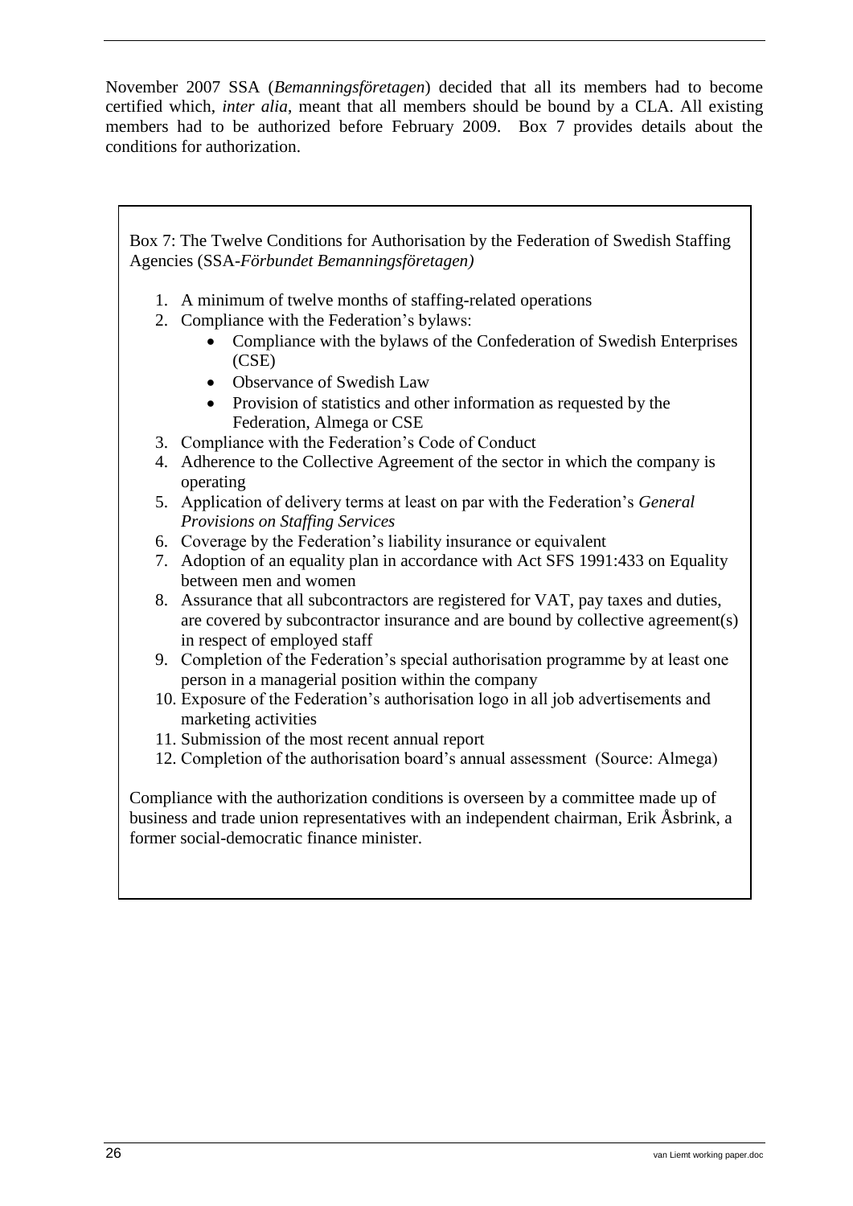November 2007 SSA (*Bemanningsföretagen*) decided that all its members had to become certified which, *inter alia*, meant that all members should be bound by a CLA. All existing members had to be authorized before February 2009. Box 7 provides details about the conditions for authorization.

Box 7: The Twelve Conditions for Authorisation by the Federation of Swedish Staffing Agencies (SSA-*Förbundet Bemanningsföretagen)*

1. A minimum of twelve months of staffing-related operations
2. Compliance with the Federation's bylaws:
   - Compliance with the bylaws of the Confederation of Swedish Enterprises (CSE)
   - Observance of Swedish Law
   - Provision of statistics and other information as requested by the Federation, Almega or CSE
3. Compliance with the Federation's Code of Conduct
4. Adherence to the Collective Agreement of the sector in which the company is operating
5. Application of delivery terms at least on par with the Federation's *General Provisions on Staffing Services*
6. Coverage by the Federation's liability insurance or equivalent
7. Adoption of an equality plan in accordance with Act SFS 1991:433 on Equality between men and women
8. Assurance that all subcontractors are registered for VAT, pay taxes and duties, are covered by subcontractor insurance and are bound by collective agreement(s) in respect of employed staff
9. Completion of the Federation's special authorisation programme by at least one person in a managerial position within the company
10. Exposure of the Federation's authorisation logo in all job advertisements and marketing activities
11. Submission of the most recent annual report
12. Completion of the authorisation board's annual assessment (Source: Almega)

Compliance with the authorization conditions is overseen by a committee made up of business and trade union representatives with an independent chairman, Erik Åsbrink, a former social-democratic finance minister.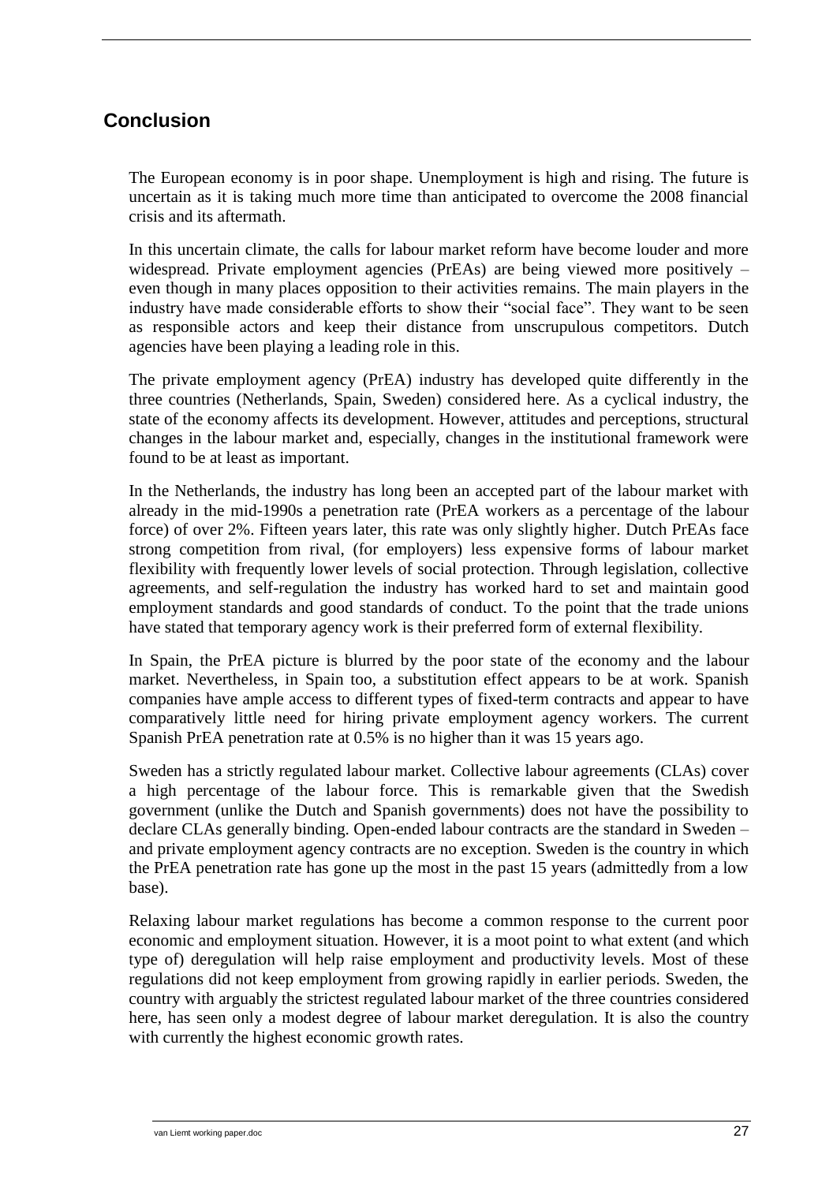## Conclusion

The European economy is in poor shape. Unemployment is high and rising. The future is uncertain as it is taking much more time than anticipated to overcome the 2008 financial crisis and its aftermath.

In this uncertain climate, the calls for labour market reform have become louder and more widespread. Private employment agencies (PrEAs) are being viewed more positively – even though in many places opposition to their activities remains. The main players in the industry have made considerable efforts to show their "social face". They want to be seen as responsible actors and keep their distance from unscrupulous competitors. Dutch agencies have been playing a leading role in this.

The private employment agency (PrEA) industry has developed quite differently in the three countries (Netherlands, Spain, Sweden) considered here. As a cyclical industry, the state of the economy affects its development. However, attitudes and perceptions, structural changes in the labour market and, especially, changes in the institutional framework were found to be at least as important.

In the Netherlands, the industry has long been an accepted part of the labour market with already in the mid-1990s a penetration rate (PrEA workers as a percentage of the labour force) of over 2%. Fifteen years later, this rate was only slightly higher. Dutch PrEAs face strong competition from rival, (for employers) less expensive forms of labour market flexibility with frequently lower levels of social protection. Through legislation, collective agreements, and self-regulation the industry has worked hard to set and maintain good employment standards and good standards of conduct. To the point that the trade unions have stated that temporary agency work is their preferred form of external flexibility.

In Spain, the PrEA picture is blurred by the poor state of the economy and the labour market. Nevertheless, in Spain too, a substitution effect appears to be at work. Spanish companies have ample access to different types of fixed-term contracts and appear to have comparatively little need for hiring private employment agency workers. The current Spanish PrEA penetration rate at 0.5% is no higher than it was 15 years ago.

Sweden has a strictly regulated labour market. Collective labour agreements (CLAs) cover a high percentage of the labour force. This is remarkable given that the Swedish government (unlike the Dutch and Spanish governments) does not have the possibility to declare CLAs generally binding. Open-ended labour contracts are the standard in Sweden – and private employment agency contracts are no exception. Sweden is the country in which the PrEA penetration rate has gone up the most in the past 15 years (admittedly from a low base).

Relaxing labour market regulations has become a common response to the current poor economic and employment situation. However, it is a moot point to what extent (and which type of) deregulation will help raise employment and productivity levels. Most of these regulations did not keep employment from growing rapidly in earlier periods. Sweden, the country with arguably the strictest regulated labour market of the three countries considered here, has seen only a modest degree of labour market deregulation. It is also the country with currently the highest economic growth rates.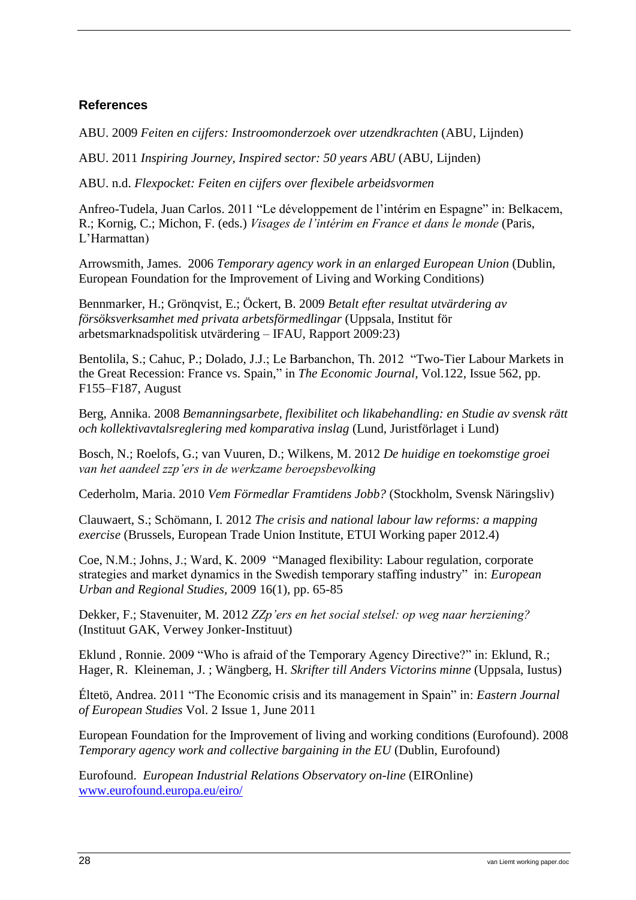## References

ABU. 2009 *Feiten en cijfers: Instroomonderzoek over utzendkrachten* (ABU, Lijnden)

ABU. 2011 *Inspiring Journey, Inspired sector: 50 years ABU* (ABU, Lijnden)

ABU. n.d. *Flexpocket: Feiten en cijfers over flexibele arbeidsvormen*

Anfreo-Tudela, Juan Carlos. 2011 "Le développement de l'intérim en Espagne" in: Belkacem, R.; Kornig, C.; Michon, F. (eds.) *Visages de l'intérim en France et dans le monde* (Paris, L'Harmattan)

Arrowsmith, James. 2006 *Temporary agency work in an enlarged European Union* (Dublin, European Foundation for the Improvement of Living and Working Conditions)

Bennmarker, H.; Grönqvist, E.; Öckert, B. 2009 *Betalt efter resultat utvärdering av försöksverksamhet med privata arbetsförmedlingar* (Uppsala, Institut för arbetsmarknadspolitisk utvärdering – IFAU, Rapport 2009:23)

Bentolila, S.; Cahuc, P.; Dolado, J.J.; Le Barbanchon, Th. 2012 "Two-Tier Labour Markets in the Great Recession: France vs. Spain," in *The Economic Journal*, Vol.122, Issue 562, pp. F155–F187, August

Berg, Annika. 2008 *Bemanningsarbete, flexibilitet och likabehandling: en Studie av svensk rätt och kollektivavtalsreglering med komparativa inslag* (Lund, Juristförlaget i Lund)

Bosch, N.; Roelofs, G.; van Vuuren, D.; Wilkens, M. 2012 *De huidige en toekomstige groei van het aandeel zzp'ers in de werkzame beroepsbevolking*

Cederholm, Maria. 2010 *Vem Förmedlar Framtidens Jobb?* (Stockholm, Svensk Näringsliv)

Clauwaert, S.; Schömann, I. 2012 *The crisis and national labour law reforms: a mapping exercise* (Brussels, European Trade Union Institute, ETUI Working paper 2012.4)

Coe, N.M.; Johns, J.; Ward, K. 2009 "Managed flexibility: Labour regulation, corporate strategies and market dynamics in the Swedish temporary staffing industry" in: *European Urban and Regional Studies*, 2009 16(1), pp. 65-85

Dekker, F.; Stavenuiter, M. 2012 *ZZp'ers en het social stelsel: op weg naar herziening?* (Instituut GAK, Verwey Jonker-Instituut)

Eklund , Ronnie. 2009 "Who is afraid of the Temporary Agency Directive?" in: Eklund, R.; Hager, R. Kleineman, J. ; Wängberg, H. *Skrifter till Anders Victorins minne* (Uppsala, Iustus)

Éltetö, Andrea. 2011 "The Economic crisis and its management in Spain" in: *Eastern Journal of European Studies* Vol. 2 Issue 1, June 2011

European Foundation for the Improvement of living and working conditions (Eurofound). 2008 *Temporary agency work and collective bargaining in the EU* (Dublin, Eurofound)

Eurofound. *European Industrial Relations Observatory on-line* (EIROnline) www.eurofound.europa.eu/eiro/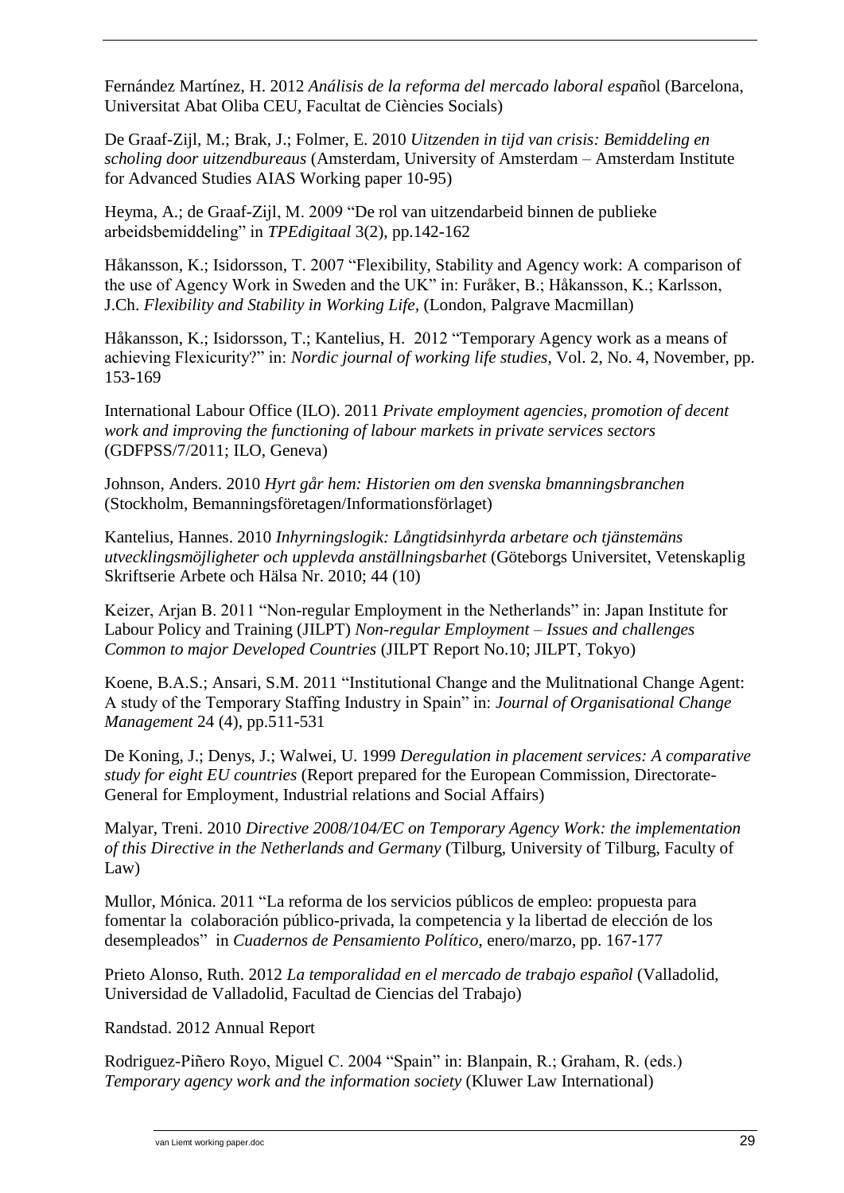Fernández Martínez, H. 2012 *Análisis de la reforma del mercado laboral espa*ñol (Barcelona, Universitat Abat Oliba CEU, Facultat de Ciències Socials)

De Graaf-Zijl, M.; Brak, J.; Folmer, E. 2010 *Uitzenden in tijd van crisis: Bemiddeling en scholing door uitzendbureaus* (Amsterdam, University of Amsterdam – Amsterdam Institute for Advanced Studies AIAS Working paper 10-95)

Heyma, A.; de Graaf-Zijl, M. 2009 "De rol van uitzendarbeid binnen de publieke arbeidsbemiddeling" in *TPEdigitaal* 3(2), pp.142-162

Håkansson, K.; Isidorsson, T. 2007 "Flexibility, Stability and Agency work: A comparison of the use of Agency Work in Sweden and the UK" in: Furåker, B.; Håkansson, K.; Karlsson, J.Ch. *Flexibility and Stability in Working Life*, (London, Palgrave Macmillan)

Håkansson, K.; Isidorsson, T.; Kantelius, H. 2012 "Temporary Agency work as a means of achieving Flexicurity?" in: *Nordic journal of working life studies*, Vol. 2, No. 4, November, pp. 153-169

International Labour Office (ILO). 2011 *Private employment agencies, promotion of decent work and improving the functioning of labour markets in private services sectors* (GDFPSS/7/2011; ILO, Geneva)

Johnson, Anders. 2010 *Hyrt går hem: Historien om den svenska bmanningsbranchen* (Stockholm, Bemanningsföretagen/Informationsförlaget)

Kantelius, Hannes. 2010 *Inhyrningslogik: Långtidsinhyrda arbetare och tjänstemäns utvecklingsmöjligheter och upplevda anställningsbarhet* (Göteborgs Universitet, Vetenskaplig Skriftserie Arbete och Hälsa Nr. 2010; 44 (10)

Keizer, Arjan B. 2011 "Non-regular Employment in the Netherlands" in: Japan Institute for Labour Policy and Training (JILPT) *Non-regular Employment – Issues and challenges Common to major Developed Countries* (JILPT Report No.10; JILPT, Tokyo)

Koene, B.A.S.; Ansari, S.M. 2011 "Institutional Change and the Mulitnational Change Agent: A study of the Temporary Staffing Industry in Spain" in: *Journal of Organisational Change Management* 24 (4), pp.511-531

De Koning, J.; Denys, J.; Walwei, U. 1999 *Deregulation in placement services: A comparative study for eight EU countries* (Report prepared for the European Commission, Directorate-General for Employment, Industrial relations and Social Affairs)

Malyar, Treni. 2010 *Directive 2008/104/EC on Temporary Agency Work: the implementation of this Directive in the Netherlands and Germany* (Tilburg, University of Tilburg, Faculty of Law)

Mullor, Mónica. 2011 "La reforma de los servicios públicos de empleo: propuesta para fomentar la colaboración público-privada, la competencia y la libertad de elección de los desempleados" in *Cuadernos de Pensamiento Político*, enero/marzo, pp. 167-177

Prieto Alonso, Ruth. 2012 *La temporalidad en el mercado de trabajo español* (Valladolid, Universidad de Valladolid, Facultad de Ciencias del Trabajo)

Randstad. 2012 Annual Report

Rodriguez-Piñero Royo, Miguel C. 2004 "Spain" in: Blanpain, R.; Graham, R. (eds.) *Temporary agency work and the information society* (Kluwer Law International)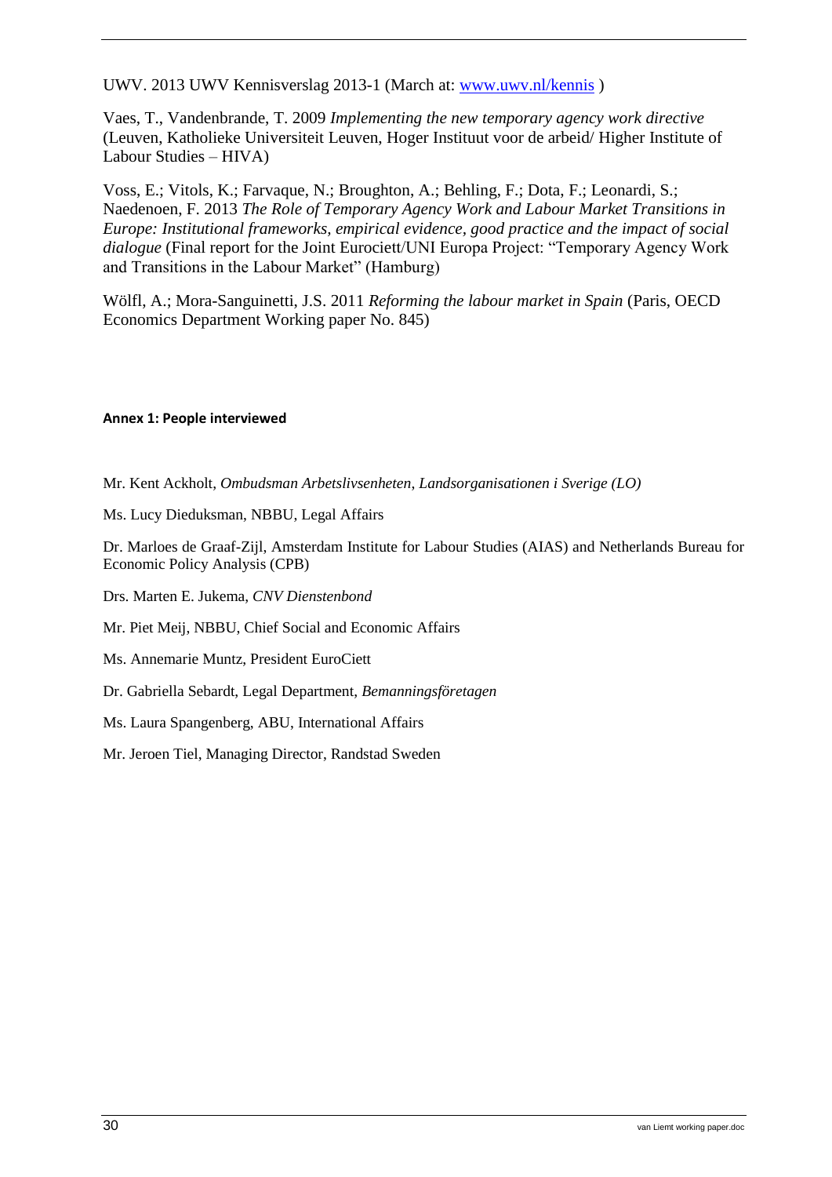UWV. 2013 UWV Kennisverslag 2013-1 (March at: [www.uwv.nl/kennis](www.uwv.nl/kennis) )

Vaes, T., Vandenbrande, T. 2009 *Implementing the new temporary agency work directive* (Leuven, Katholieke Universiteit Leuven, Hoger Instituut voor de arbeid/ Higher Institute of Labour Studies – HIVA)

Voss, E.; Vitols, K.; Farvaque, N.; Broughton, A.; Behling, F.; Dota, F.; Leonardi, S.; Naedenoen, F. 2013 *The Role of Temporary Agency Work and Labour Market Transitions in Europe: Institutional frameworks, empirical evidence, good practice and the impact of social dialogue* (Final report for the Joint Eurociett/UNI Europa Project: "Temporary Agency Work and Transitions in the Labour Market" (Hamburg)

Wölfl, A.; Mora-Sanguinetti, J.S. 2011 *Reforming the labour market in Spain* (Paris, OECD Economics Department Working paper No. 845)

#### Annex 1: People interviewed

Mr. Kent Ackholt, *Ombudsman Arbetslivsenheten, Landsorganisationen i Sverige (LO)*

Ms. Lucy Dieduksman, NBBU, Legal Affairs

Dr. Marloes de Graaf-Zijl, Amsterdam Institute for Labour Studies (AIAS) and Netherlands Bureau for Economic Policy Analysis (CPB)

Drs. Marten E. Jukema, *CNV Dienstenbond*

Mr. Piet Meij, NBBU, Chief Social and Economic Affairs

Ms. Annemarie Muntz, President EuroCiett

Dr. Gabriella Sebardt, Legal Department, *Bemanningsföretagen*

Ms. Laura Spangenberg, ABU, International Affairs

Mr. Jeroen Tiel, Managing Director, Randstad Sweden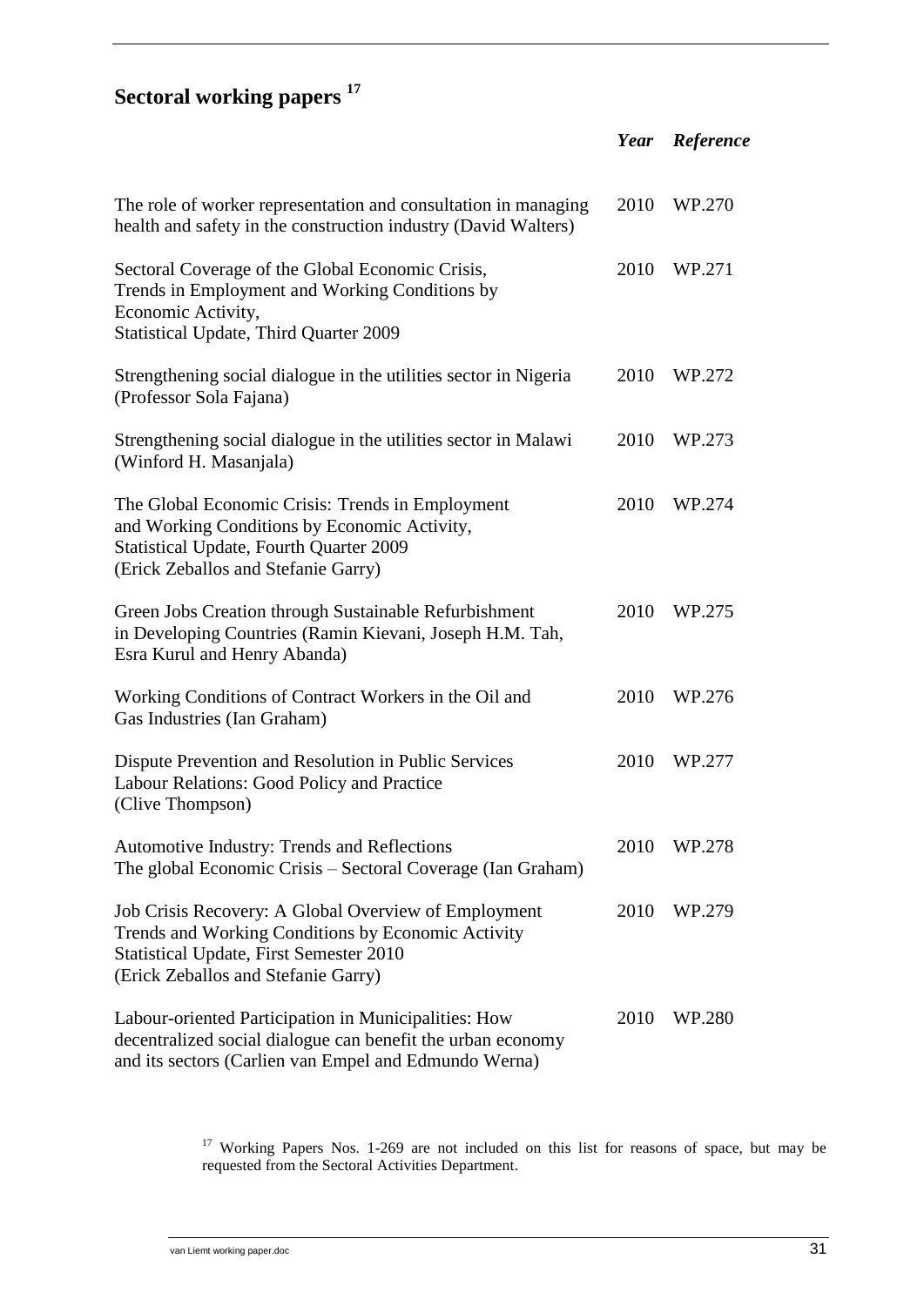## Sectoral working papers [17]

| | Year | Reference |
|---|---|---|
| The role of worker representation and consultation in managing health and safety in the construction industry (David Walters) | 2010 | WP.270 |
| Sectoral Coverage of the Global Economic Crisis, Trends in Employment and Working Conditions by Economic Activity, Statistical Update, Third Quarter 2009 | 2010 | WP.271 |
| Strengthening social dialogue in the utilities sector in Nigeria (Professor Sola Fajana) | 2010 | WP.272 |
| Strengthening social dialogue in the utilities sector in Malawi (Winford H. Masanjala) | 2010 | WP.273 |
| The Global Economic Crisis: Trends in Employment and Working Conditions by Economic Activity, Statistical Update, Fourth Quarter 2009 (Erick Zeballos and Stefanie Garry) | 2010 | WP.274 |
| Green Jobs Creation through Sustainable Refurbishment in Developing Countries (Ramin Kievani, Joseph H.M. Tah, Esra Kurul and Henry Abanda) | 2010 | WP.275 |
| Working Conditions of Contract Workers in the Oil and Gas Industries (Ian Graham) | 2010 | WP.276 |
| Dispute Prevention and Resolution in Public Services Labour Relations: Good Policy and Practice (Clive Thompson) | 2010 | WP.277 |
| Automotive Industry: Trends and Reflections The global Economic Crisis – Sectoral Coverage (Ian Graham) | 2010 | WP.278 |
| Job Crisis Recovery: A Global Overview of Employment Trends and Working Conditions by Economic Activity Statistical Update, First Semester 2010 (Erick Zeballos and Stefanie Garry) | 2010 | WP.279 |
| Labour-oriented Participation in Municipalities: How decentralized social dialogue can benefit the urban economy and its sectors (Carlien van Empel and Edmundo Werna) | 2010 | WP.280 |

[17] Working Papers Nos. 1-269 are not included on this list for reasons of space, but may be requested from the Sectoral Activities Department.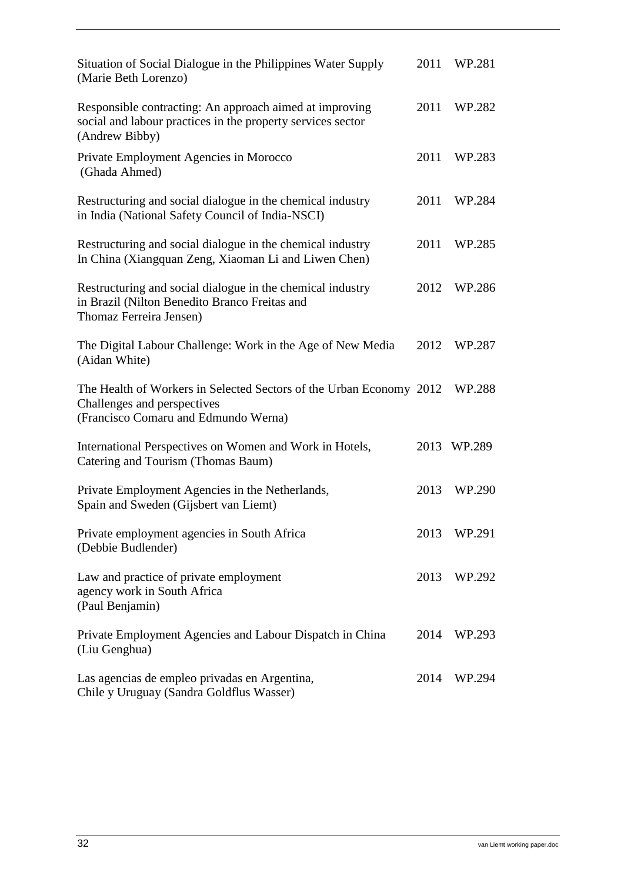| | | |
|---|---|---|
| Situation of Social Dialogue in the Philippines Water Supply (Marie Beth Lorenzo) | 2011 | WP.281 |
| Responsible contracting: An approach aimed at improving social and labour practices in the property services sector (Andrew Bibby) | 2011 | WP.282 |
| Private Employment Agencies in Morocco (Ghada Ahmed) | 2011 | WP.283 |
| Restructuring and social dialogue in the chemical industry in India (National Safety Council of India-NSCI) | 2011 | WP.284 |
| Restructuring and social dialogue in the chemical industry In China (Xiangquan Zeng, Xiaoman Li and Liwen Chen) | 2011 | WP.285 |
| Restructuring and social dialogue in the chemical industry in Brazil (Nilton Benedito Branco Freitas and Thomaz Ferreira Jensen) | 2012 | WP.286 |
| The Digital Labour Challenge: Work in the Age of New Media (Aidan White) | 2012 | WP.287 |
| The Health of Workers in Selected Sectors of the Urban Economy Challenges and perspectives (Francisco Comaru and Edmundo Werna) | 2012 | WP.288 |
| International Perspectives on Women and Work in Hotels, Catering and Tourism (Thomas Baum) | 2013 | WP.289 |
| Private Employment Agencies in the Netherlands, Spain and Sweden (Gijsbert van Liemt) | 2013 | WP.290 |
| Private employment agencies in South Africa (Debbie Budlender) | 2013 | WP.291 |
| Law and practice of private employment agency work in South Africa (Paul Benjamin) | 2013 | WP.292 |
| Private Employment Agencies and Labour Dispatch in China (Liu Genghua) | 2014 | WP.293 |
| Las agencias de empleo privadas en Argentina, Chile y Uruguay (Sandra Goldflus Wasser) | 2014 | WP.294 |